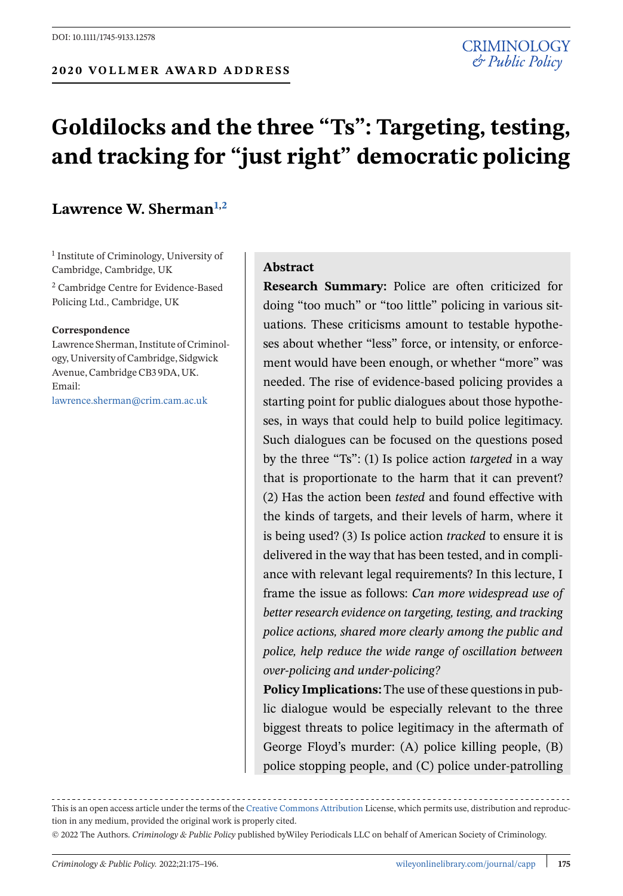DOI: 10.1111/1745-9133.12578

**2020 VOLLMER AWARD ADDRESS**

# Goldilocks and the three "Ts": Targeting, testing, and tracking for "just right" democratic policing

## Lawrence W. Sherman[1,2]

[1] Institute of Criminology, University of Cambridge, Cambridge, UK

[2] Cambridge Centre for Evidence-Based Policing Ltd., Cambridge, UK

**Correspondence**

Lawrence Sherman, Institute of Criminology, University of Cambridge, Sidgwick Avenue, Cambridge CB3 9DA, UK.
Email:
lawrence.sherman@crim.cam.ac.uk

### Abstract

**Research Summary:** Police are often criticized for doing "too much" or "too little" policing in various situations. These criticisms amount to testable hypotheses about whether "less" force, or intensity, or enforcement would have been enough, or whether "more" was needed. The rise of evidence-based policing provides a starting point for public dialogues about those hypotheses, in ways that could help to build police legitimacy. Such dialogues can be focused on the questions posed by the three "Ts": (1) Is police action *targeted* in a way that is proportionate to the harm that it can prevent? (2) Has the action been *tested* and found effective with the kinds of targets, and their levels of harm, where it is being used? (3) Is police action *tracked* to ensure it is delivered in the way that has been tested, and in compliance with relevant legal requirements? In this lecture, I frame the issue as follows: *Can more widespread use of better research evidence on targeting, testing, and tracking police actions, shared more clearly among the public and police, help reduce the wide range of oscillation between over-policing and under-policing?*

**Policy Implications:** The use of these questions in public dialogue would be especially relevant to the three biggest threats to police legitimacy in the aftermath of George Floyd's murder: (A) police killing people, (B) police stopping people, and (C) police under-patrolling

This is an open access article under the terms of the Creative Commons Attribution License, which permits use, distribution and reproduction in any medium, provided the original work is properly cited.

© 2022 The Authors. *Criminology & Public Policy* published byWiley Periodicals LLC on behalf of American Society of Criminology.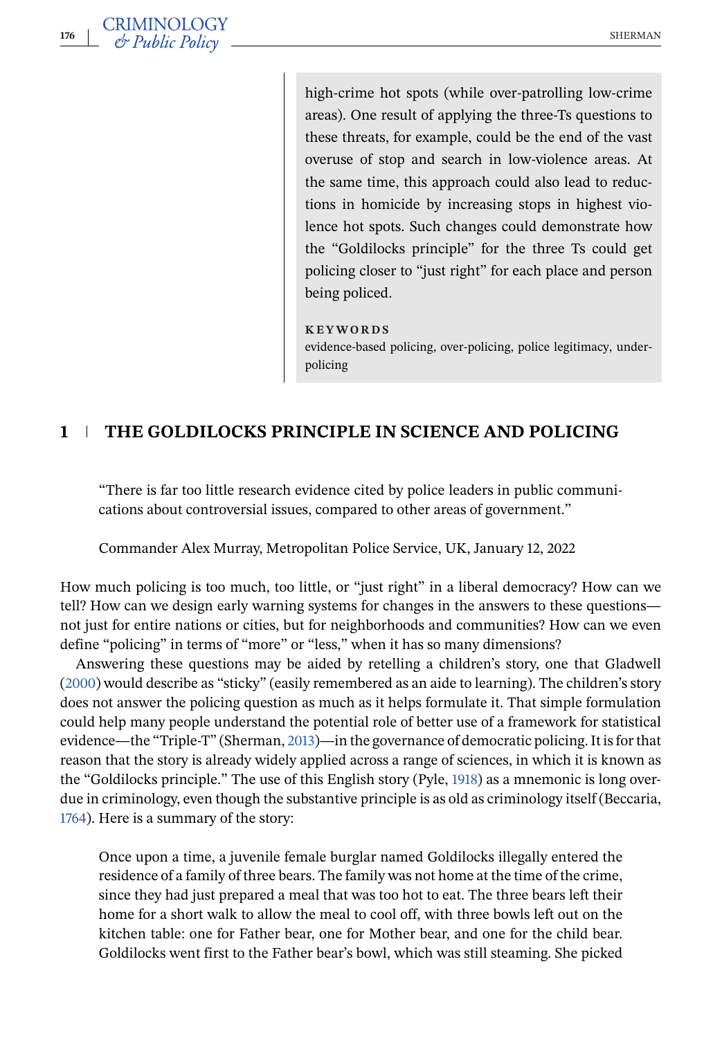high-crime hot spots (while over-patrolling low-crime areas). One result of applying the three-Ts questions to these threats, for example, could be the end of the vast overuse of stop and search in low-violence areas. At the same time, this approach could also lead to reductions in homicide by increasing stops in highest violence hot spots. Such changes could demonstrate how the "Goldilocks principle" for the three Ts could get policing closer to "just right" for each place and person being policed.

**KEYWORDS**

evidence-based policing, over-policing, police legitimacy, under-policing

## 1 | THE GOLDILOCKS PRINCIPLE IN SCIENCE AND POLICING

> "There is far too little research evidence cited by police leaders in public communications about controversial issues, compared to other areas of government."
>
> Commander Alex Murray, Metropolitan Police Service, UK, January 12, 2022

How much policing is too much, too little, or "just right" in a liberal democracy? How can we tell? How can we design early warning systems for changes in the answers to these questions—not just for entire nations or cities, but for neighborhoods and communities? How can we even define "policing" in terms of "more" or "less," when it has so many dimensions?

Answering these questions may be aided by retelling a children's story, one that Gladwell (2000) would describe as "sticky" (easily remembered as an aide to learning). The children's story does not answer the policing question as much as it helps formulate it. That simple formulation could help many people understand the potential role of better use of a framework for statistical evidence—the "Triple-T" (Sherman, 2013)—in the governance of democratic policing. It is for that reason that the story is already widely applied across a range of sciences, in which it is known as the "Goldilocks principle." The use of this English story (Pyle, 1918) as a mnemonic is long overdue in criminology, even though the substantive principle is as old as criminology itself (Beccaria, 1764). Here is a summary of the story:

> Once upon a time, a juvenile female burglar named Goldilocks illegally entered the residence of a family of three bears. The family was not home at the time of the crime, since they had just prepared a meal that was too hot to eat. The three bears left their home for a short walk to allow the meal to cool off, with three bowls left out on the kitchen table: one for Father bear, one for Mother bear, and one for the child bear. Goldilocks went first to the Father bear's bowl, which was still steaming. She picked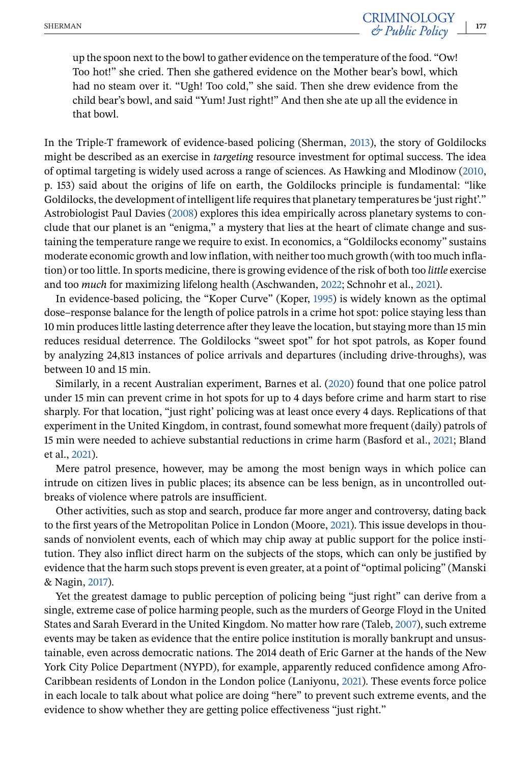> up the spoon next to the bowl to gather evidence on the temperature of the food. "Ow! Too hot!" she cried. Then she gathered evidence on the Mother bear's bowl, which had no steam over it. "Ugh! Too cold," she said. Then she drew evidence from the child bear's bowl, and said "Yum! Just right!" And then she ate up all the evidence in that bowl.

In the Triple-T framework of evidence-based policing (Sherman, 2013), the story of Goldilocks might be described as an exercise in *targeting* resource investment for optimal success. The idea of optimal targeting is widely used across a range of sciences. As Hawking and Mlodinow (2010, p. 153) said about the origins of life on earth, the Goldilocks principle is fundamental: "like Goldilocks, the development of intelligent life requires that planetary temperatures be 'just right'." Astrobiologist Paul Davies (2008) explores this idea empirically across planetary systems to conclude that our planet is an "enigma," a mystery that lies at the heart of climate change and sustaining the temperature range we require to exist. In economics, a "Goldilocks economy" sustains moderate economic growth and low inflation, with neither too much growth (with too much inflation) or too little. In sports medicine, there is growing evidence of the risk of both too *little* exercise and too *much* for maximizing lifelong health (Aschwanden, 2022; Schnohr et al., 2021).

In evidence-based policing, the "Koper Curve" (Koper, 1995) is widely known as the optimal dose–response balance for the length of police patrols in a crime hot spot: police staying less than 10 min produces little lasting deterrence after they leave the location, but staying more than 15 min reduces residual deterrence. The Goldilocks "sweet spot" for hot spot patrols, as Koper found by analyzing 24,813 instances of police arrivals and departures (including drive-throughs), was between 10 and 15 min.

Similarly, in a recent Australian experiment, Barnes et al. (2020) found that one police patrol under 15 min can prevent crime in hot spots for up to 4 days before crime and harm start to rise sharply. For that location, "just right' policing was at least once every 4 days. Replications of that experiment in the United Kingdom, in contrast, found somewhat more frequent (daily) patrols of 15 min were needed to achieve substantial reductions in crime harm (Basford et al., 2021; Bland et al., 2021).

Mere patrol presence, however, may be among the most benign ways in which police can intrude on citizen lives in public places; its absence can be less benign, as in uncontrolled outbreaks of violence where patrols are insufficient.

Other activities, such as stop and search, produce far more anger and controversy, dating back to the first years of the Metropolitan Police in London (Moore, 2021). This issue develops in thousands of nonviolent events, each of which may chip away at public support for the police institution. They also inflict direct harm on the subjects of the stops, which can only be justified by evidence that the harm such stops prevent is even greater, at a point of "optimal policing" (Manski & Nagin, 2017).

Yet the greatest damage to public perception of policing being "just right" can derive from a single, extreme case of police harming people, such as the murders of George Floyd in the United States and Sarah Everard in the United Kingdom. No matter how rare (Taleb, 2007), such extreme events may be taken as evidence that the entire police institution is morally bankrupt and unsustainable, even across democratic nations. The 2014 death of Eric Garner at the hands of the New York City Police Department (NYPD), for example, apparently reduced confidence among Afro-Caribbean residents of London in the London police (Laniyonu, 2021). These events force police in each locale to talk about what police are doing "here" to prevent such extreme events, and the evidence to show whether they are getting police effectiveness "just right."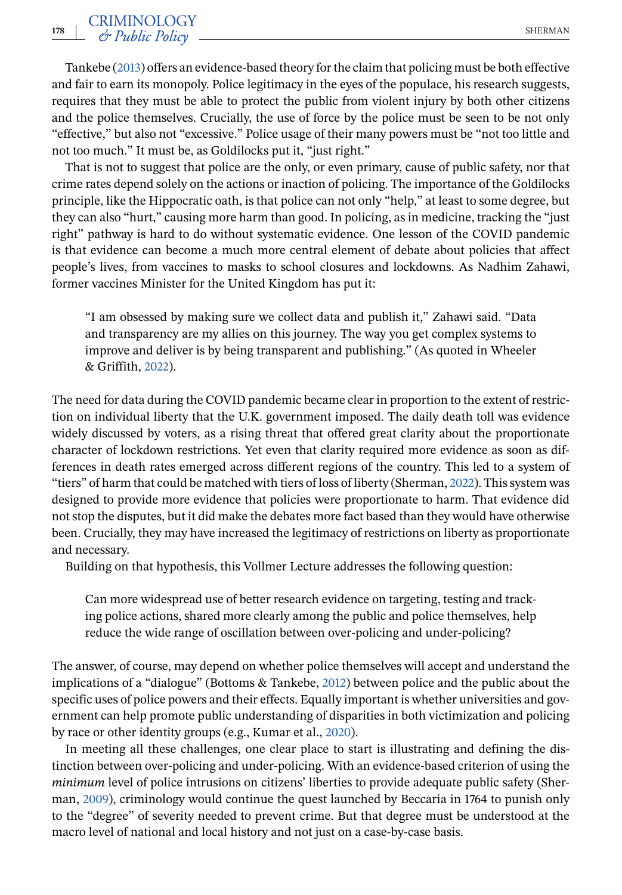Tankebe (2013) offers an evidence-based theory for the claim that policing must be both effective and fair to earn its monopoly. Police legitimacy in the eyes of the populace, his research suggests, requires that they must be able to protect the public from violent injury by both other citizens and the police themselves. Crucially, the use of force by the police must be seen to be not only "effective," but also not "excessive." Police usage of their many powers must be "not too little and not too much." It must be, as Goldilocks put it, "just right."

That is not to suggest that police are the only, or even primary, cause of public safety, nor that crime rates depend solely on the actions or inaction of policing. The importance of the Goldilocks principle, like the Hippocratic oath, is that police can not only "help," at least to some degree, but they can also "hurt," causing more harm than good. In policing, as in medicine, tracking the "just right" pathway is hard to do without systematic evidence. One lesson of the COVID pandemic is that evidence can become a much more central element of debate about policies that affect people's lives, from vaccines to masks to school closures and lockdowns. As Nadhim Zahawi, former vaccines Minister for the United Kingdom has put it:

> "I am obsessed by making sure we collect data and publish it," Zahawi said. "Data and transparency are my allies on this journey. The way you get complex systems to improve and deliver is by being transparent and publishing." (As quoted in Wheeler & Griffith, 2022).

The need for data during the COVID pandemic became clear in proportion to the extent of restriction on individual liberty that the U.K. government imposed. The daily death toll was evidence widely discussed by voters, as a rising threat that offered great clarity about the proportionate character of lockdown restrictions. Yet even that clarity required more evidence as soon as differences in death rates emerged across different regions of the country. This led to a system of "tiers" of harm that could be matched with tiers of loss of liberty (Sherman, 2022). This system was designed to provide more evidence that policies were proportionate to harm. That evidence did not stop the disputes, but it did make the debates more fact based than they would have otherwise been. Crucially, they may have increased the legitimacy of restrictions on liberty as proportionate and necessary.

Building on that hypothesis, this Vollmer Lecture addresses the following question:

> Can more widespread use of better research evidence on targeting, testing and tracking police actions, shared more clearly among the public and police themselves, help reduce the wide range of oscillation between over-policing and under-policing?

The answer, of course, may depend on whether police themselves will accept and understand the implications of a "dialogue" (Bottoms & Tankebe, 2012) between police and the public about the specific uses of police powers and their effects. Equally important is whether universities and government can help promote public understanding of disparities in both victimization and policing by race or other identity groups (e.g., Kumar et al., 2020).

In meeting all these challenges, one clear place to start is illustrating and defining the distinction between over-policing and under-policing. With an evidence-based criterion of using the *minimum* level of police intrusions on citizens' liberties to provide adequate public safety (Sherman, 2009), criminology would continue the quest launched by Beccaria in 1764 to punish only to the "degree" of severity needed to prevent crime. But that degree must be understood at the macro level of national and local history and not just on a case-by-case basis.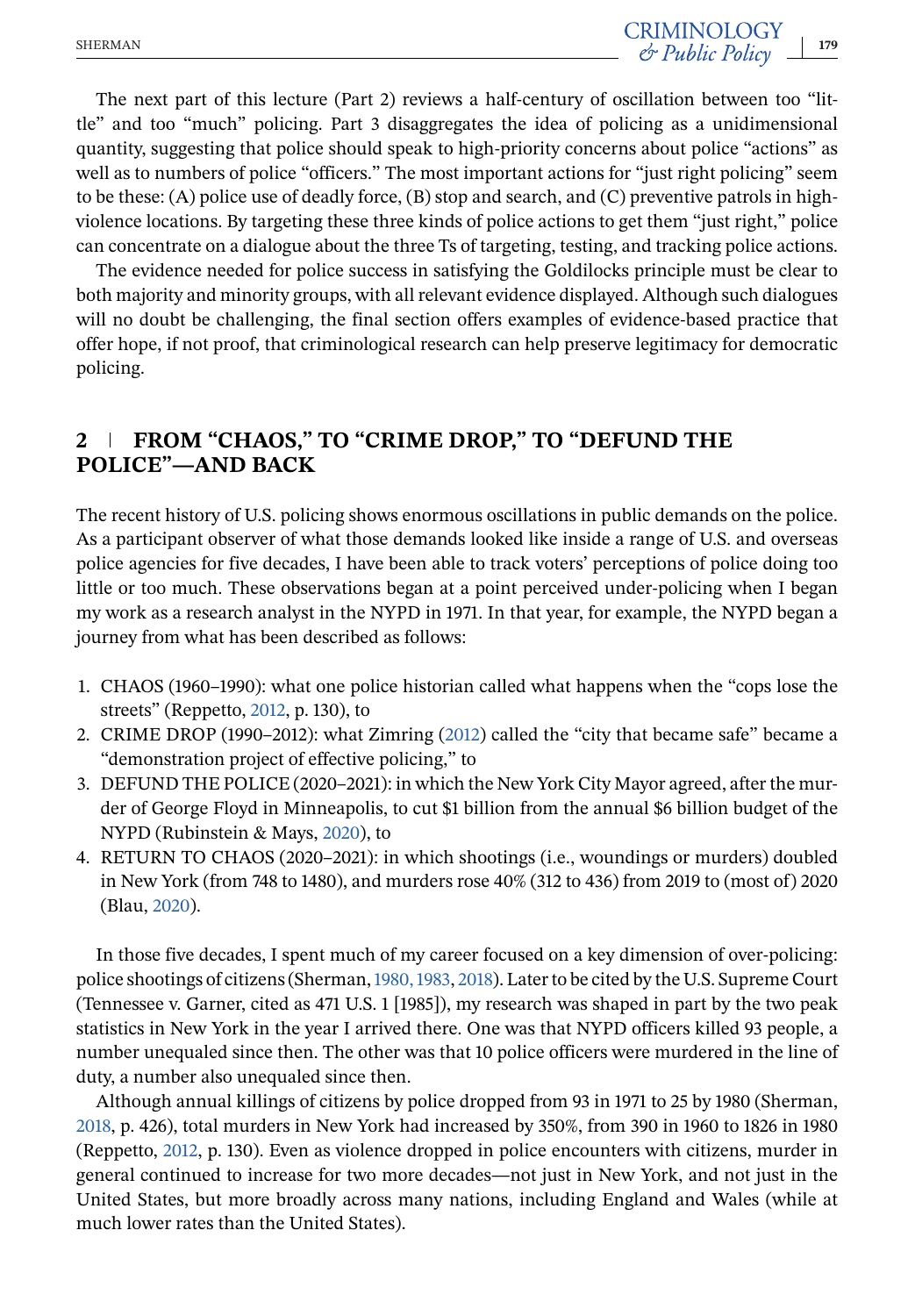The next part of this lecture (Part 2) reviews a half-century of oscillation between too "little" and too "much" policing. Part 3 disaggregates the idea of policing as a unidimensional quantity, suggesting that police should speak to high-priority concerns about police "actions" as well as to numbers of police "officers." The most important actions for "just right policing" seem to be these: (A) police use of deadly force, (B) stop and search, and (C) preventive patrols in high-violence locations. By targeting these three kinds of police actions to get them "just right," police can concentrate on a dialogue about the three Ts of targeting, testing, and tracking police actions.

The evidence needed for police success in satisfying the Goldilocks principle must be clear to both majority and minority groups, with all relevant evidence displayed. Although such dialogues will no doubt be challenging, the final section offers examples of evidence-based practice that offer hope, if not proof, that criminological research can help preserve legitimacy for democratic policing.

## 2 | FROM "CHAOS," TO "CRIME DROP," TO "DEFUND THE POLICE"—AND BACK

The recent history of U.S. policing shows enormous oscillations in public demands on the police. As a participant observer of what those demands looked like inside a range of U.S. and overseas police agencies for five decades, I have been able to track voters' perceptions of police doing too little or too much. These observations began at a point perceived under-policing when I began my work as a research analyst in the NYPD in 1971. In that year, for example, the NYPD began a journey from what has been described as follows:

1. CHAOS (1960–1990): what one police historian called what happens when the "cops lose the streets" (Reppetto, 2012, p. 130), to
2. CRIME DROP (1990–2012): what Zimring (2012) called the "city that became safe" became a "demonstration project of effective policing," to
3. DEFUND THE POLICE (2020–2021): in which the New York City Mayor agreed, after the murder of George Floyd in Minneapolis, to cut $1 billion from the annual $6 billion budget of the NYPD (Rubinstein & Mays, 2020), to
4. RETURN TO CHAOS (2020–2021): in which shootings (i.e., woundings or murders) doubled in New York (from 748 to 1480), and murders rose 40% (312 to 436) from 2019 to (most of) 2020 (Blau, 2020).

In those five decades, I spent much of my career focused on a key dimension of over-policing: police shootings of citizens (Sherman, 1980, 1983, 2018). Later to be cited by the U.S. Supreme Court (Tennessee v. Garner, cited as 471 U.S. 1 [1985]), my research was shaped in part by the two peak statistics in New York in the year I arrived there. One was that NYPD officers killed 93 people, a number unequaled since then. The other was that 10 police officers were murdered in the line of duty, a number also unequaled since then.

Although annual killings of citizens by police dropped from 93 in 1971 to 25 by 1980 (Sherman, 2018, p. 426), total murders in New York had increased by 350%, from 390 in 1960 to 1826 in 1980 (Reppetto, 2012, p. 130). Even as violence dropped in police encounters with citizens, murder in general continued to increase for two more decades—not just in New York, and not just in the United States, but more broadly across many nations, including England and Wales (while at much lower rates than the United States).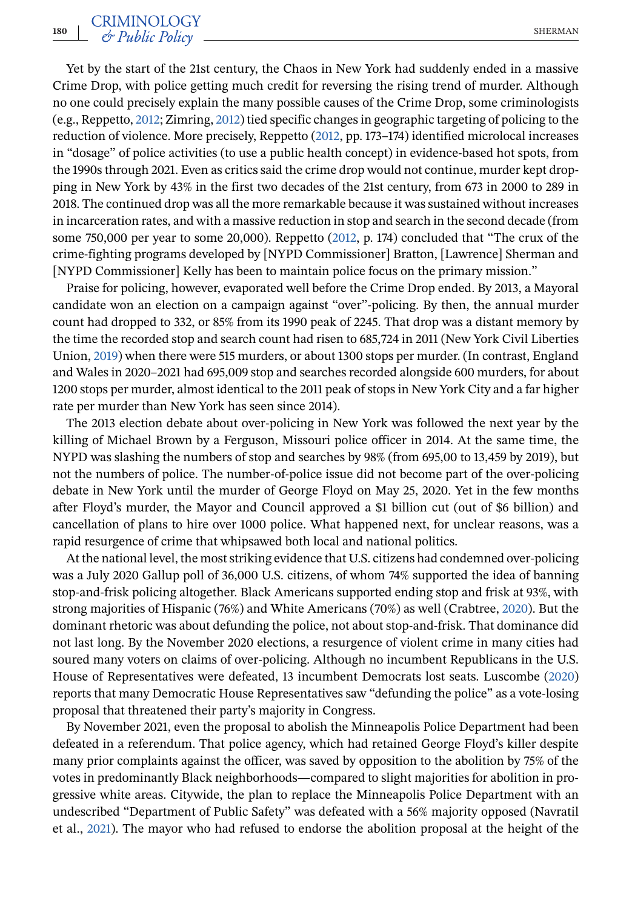Yet by the start of the 21st century, the Chaos in New York had suddenly ended in a massive Crime Drop, with police getting much credit for reversing the rising trend of murder. Although no one could precisely explain the many possible causes of the Crime Drop, some criminologists (e.g., Reppetto, 2012; Zimring, 2012) tied specific changes in geographic targeting of policing to the reduction of violence. More precisely, Reppetto (2012, pp. 173–174) identified microlocal increases in "dosage" of police activities (to use a public health concept) in evidence-based hot spots, from the 1990s through 2021. Even as critics said the crime drop would not continue, murder kept dropping in New York by 43% in the first two decades of the 21st century, from 673 in 2000 to 289 in 2018. The continued drop was all the more remarkable because it was sustained without increases in incarceration rates, and with a massive reduction in stop and search in the second decade (from some 750,000 per year to some 20,000). Reppetto (2012, p. 174) concluded that "The crux of the crime-fighting programs developed by [NYPD Commissioner] Bratton, [Lawrence] Sherman and [NYPD Commissioner] Kelly has been to maintain police focus on the primary mission."

Praise for policing, however, evaporated well before the Crime Drop ended. By 2013, a Mayoral candidate won an election on a campaign against "over"-policing. By then, the annual murder count had dropped to 332, or 85% from its 1990 peak of 2245. That drop was a distant memory by the time the recorded stop and search count had risen to 685,724 in 2011 (New York Civil Liberties Union, 2019) when there were 515 murders, or about 1300 stops per murder. (In contrast, England and Wales in 2020–2021 had 695,009 stop and searches recorded alongside 600 murders, for about 1200 stops per murder, almost identical to the 2011 peak of stops in New York City and a far higher rate per murder than New York has seen since 2014).

The 2013 election debate about over-policing in New York was followed the next year by the killing of Michael Brown by a Ferguson, Missouri police officer in 2014. At the same time, the NYPD was slashing the numbers of stop and searches by 98% (from 695,00 to 13,459 by 2019), but not the numbers of police. The number-of-police issue did not become part of the over-policing debate in New York until the murder of George Floyd on May 25, 2020. Yet in the few months after Floyd's murder, the Mayor and Council approved a $1 billion cut (out of $6 billion) and cancellation of plans to hire over 1000 police. What happened next, for unclear reasons, was a rapid resurgence of crime that whipsawed both local and national politics.

At the national level, the most striking evidence that U.S. citizens had condemned over-policing was a July 2020 Gallup poll of 36,000 U.S. citizens, of whom 74% supported the idea of banning stop-and-frisk policing altogether. Black Americans supported ending stop and frisk at 93%, with strong majorities of Hispanic (76%) and White Americans (70%) as well (Crabtree, 2020). But the dominant rhetoric was about defunding the police, not about stop-and-frisk. That dominance did not last long. By the November 2020 elections, a resurgence of violent crime in many cities had soured many voters on claims of over-policing. Although no incumbent Republicans in the U.S. House of Representatives were defeated, 13 incumbent Democrats lost seats. Luscombe (2020) reports that many Democratic House Representatives saw "defunding the police" as a vote-losing proposal that threatened their party's majority in Congress.

By November 2021, even the proposal to abolish the Minneapolis Police Department had been defeated in a referendum. That police agency, which had retained George Floyd's killer despite many prior complaints against the officer, was saved by opposition to the abolition by 75% of the votes in predominantly Black neighborhoods—compared to slight majorities for abolition in progressive white areas. Citywide, the plan to replace the Minneapolis Police Department with an undescribed "Department of Public Safety" was defeated with a 56% majority opposed (Navratil et al., 2021). The mayor who had refused to endorse the abolition proposal at the height of the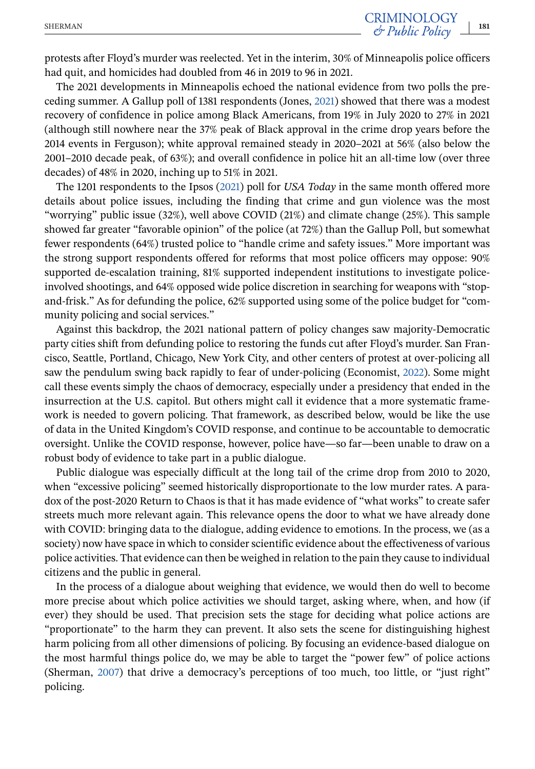protests after Floyd's murder was reelected. Yet in the interim, 30% of Minneapolis police officers had quit, and homicides had doubled from 46 in 2019 to 96 in 2021.

The 2021 developments in Minneapolis echoed the national evidence from two polls the preceding summer. A Gallup poll of 1381 respondents (Jones, 2021) showed that there was a modest recovery of confidence in police among Black Americans, from 19% in July 2020 to 27% in 2021 (although still nowhere near the 37% peak of Black approval in the crime drop years before the 2014 events in Ferguson); white approval remained steady in 2020–2021 at 56% (also below the 2001–2010 decade peak, of 63%); and overall confidence in police hit an all-time low (over three decades) of 48% in 2020, inching up to 51% in 2021.

The 1201 respondents to the Ipsos (2021) poll for *USA Today* in the same month offered more details about police issues, including the finding that crime and gun violence was the most "worrying" public issue (32%), well above COVID (21%) and climate change (25%). This sample showed far greater "favorable opinion" of the police (at 72%) than the Gallup Poll, but somewhat fewer respondents (64%) trusted police to "handle crime and safety issues." More important was the strong support respondents offered for reforms that most police officers may oppose: 90% supported de-escalation training, 81% supported independent institutions to investigate police-involved shootings, and 64% opposed wide police discretion in searching for weapons with "stop-and-frisk." As for defunding the police, 62% supported using some of the police budget for "community policing and social services."

Against this backdrop, the 2021 national pattern of policy changes saw majority-Democratic party cities shift from defunding police to restoring the funds cut after Floyd's murder. San Francisco, Seattle, Portland, Chicago, New York City, and other centers of protest at over-policing all saw the pendulum swing back rapidly to fear of under-policing (Economist, 2022). Some might call these events simply the chaos of democracy, especially under a presidency that ended in the insurrection at the U.S. capitol. But others might call it evidence that a more systematic framework is needed to govern policing. That framework, as described below, would be like the use of data in the United Kingdom's COVID response, and continue to be accountable to democratic oversight. Unlike the COVID response, however, police have—so far—been unable to draw on a robust body of evidence to take part in a public dialogue.

Public dialogue was especially difficult at the long tail of the crime drop from 2010 to 2020, when "excessive policing" seemed historically disproportionate to the low murder rates. A paradox of the post-2020 Return to Chaos is that it has made evidence of "what works" to create safer streets much more relevant again. This relevance opens the door to what we have already done with COVID: bringing data to the dialogue, adding evidence to emotions. In the process, we (as a society) now have space in which to consider scientific evidence about the effectiveness of various police activities. That evidence can then be weighed in relation to the pain they cause to individual citizens and the public in general.

In the process of a dialogue about weighing that evidence, we would then do well to become more precise about which police activities we should target, asking where, when, and how (if ever) they should be used. That precision sets the stage for deciding what police actions are "proportionate" to the harm they can prevent. It also sets the scene for distinguishing highest harm policing from all other dimensions of policing. By focusing an evidence-based dialogue on the most harmful things police do, we may be able to target the "power few" of police actions (Sherman, 2007) that drive a democracy's perceptions of too much, too little, or "just right" policing.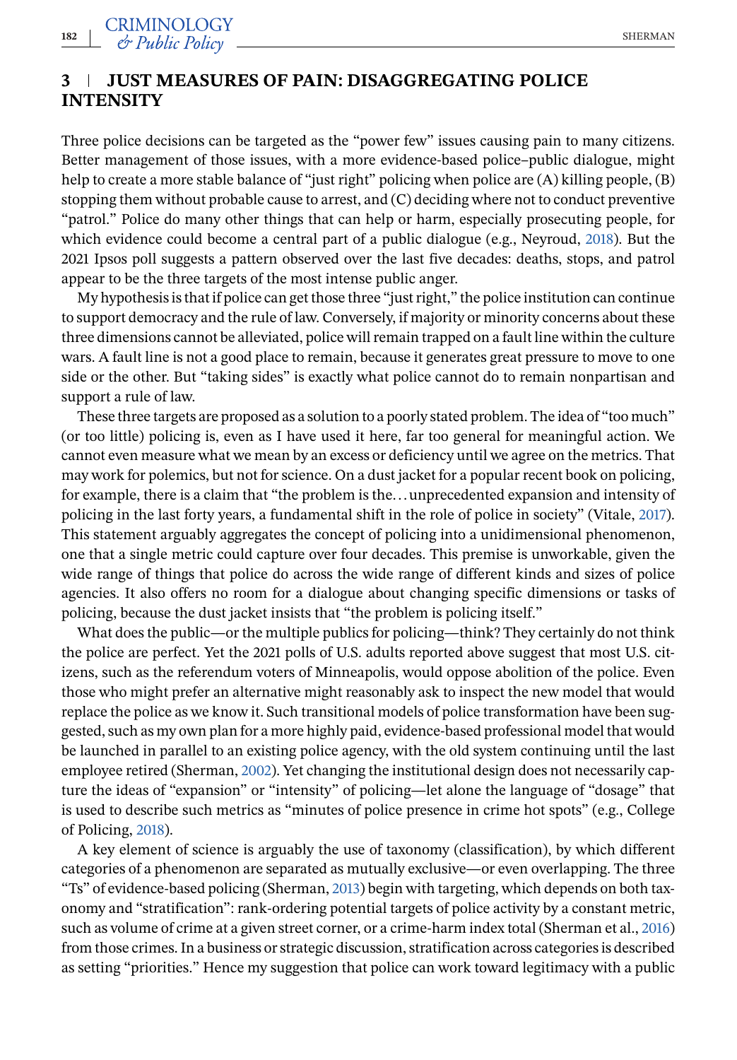## 3 | JUST MEASURES OF PAIN: DISAGGREGATING POLICE INTENSITY

Three police decisions can be targeted as the "power few" issues causing pain to many citizens. Better management of those issues, with a more evidence-based police–public dialogue, might help to create a more stable balance of "just right" policing when police are (A) killing people, (B) stopping them without probable cause to arrest, and (C) deciding where not to conduct preventive "patrol." Police do many other things that can help or harm, especially prosecuting people, for which evidence could become a central part of a public dialogue (e.g., Neyroud, 2018). But the 2021 Ipsos poll suggests a pattern observed over the last five decades: deaths, stops, and patrol appear to be the three targets of the most intense public anger.

My hypothesis is that if police can get those three "just right," the police institution can continue to support democracy and the rule of law. Conversely, if majority or minority concerns about these three dimensions cannot be alleviated, police will remain trapped on a fault line within the culture wars. A fault line is not a good place to remain, because it generates great pressure to move to one side or the other. But "taking sides" is exactly what police cannot do to remain nonpartisan and support a rule of law.

These three targets are proposed as a solution to a poorly stated problem. The idea of "too much" (or too little) policing is, even as I have used it here, far too general for meaningful action. We cannot even measure what we mean by an excess or deficiency until we agree on the metrics. That may work for polemics, but not for science. On a dust jacket for a popular recent book on policing, for example, there is a claim that "the problem is the…unprecedented expansion and intensity of policing in the last forty years, a fundamental shift in the role of police in society" (Vitale, 2017). This statement arguably aggregates the concept of policing into a unidimensional phenomenon, one that a single metric could capture over four decades. This premise is unworkable, given the wide range of things that police do across the wide range of different kinds and sizes of police agencies. It also offers no room for a dialogue about changing specific dimensions or tasks of policing, because the dust jacket insists that "the problem is policing itself."

What does the public—or the multiple publics for policing—think? They certainly do not think the police are perfect. Yet the 2021 polls of U.S. adults reported above suggest that most U.S. citizens, such as the referendum voters of Minneapolis, would oppose abolition of the police. Even those who might prefer an alternative might reasonably ask to inspect the new model that would replace the police as we know it. Such transitional models of police transformation have been suggested, such as my own plan for a more highly paid, evidence-based professional model that would be launched in parallel to an existing police agency, with the old system continuing until the last employee retired (Sherman, 2002). Yet changing the institutional design does not necessarily capture the ideas of "expansion" or "intensity" of policing—let alone the language of "dosage" that is used to describe such metrics as "minutes of police presence in crime hot spots" (e.g., College of Policing, 2018).

A key element of science is arguably the use of taxonomy (classification), by which different categories of a phenomenon are separated as mutually exclusive—or even overlapping. The three "Ts" of evidence-based policing (Sherman, 2013) begin with targeting, which depends on both taxonomy and "stratification": rank-ordering potential targets of police activity by a constant metric, such as volume of crime at a given street corner, or a crime-harm index total (Sherman et al., 2016) from those crimes. In a business or strategic discussion, stratification across categories is described as setting "priorities." Hence my suggestion that police can work toward legitimacy with a public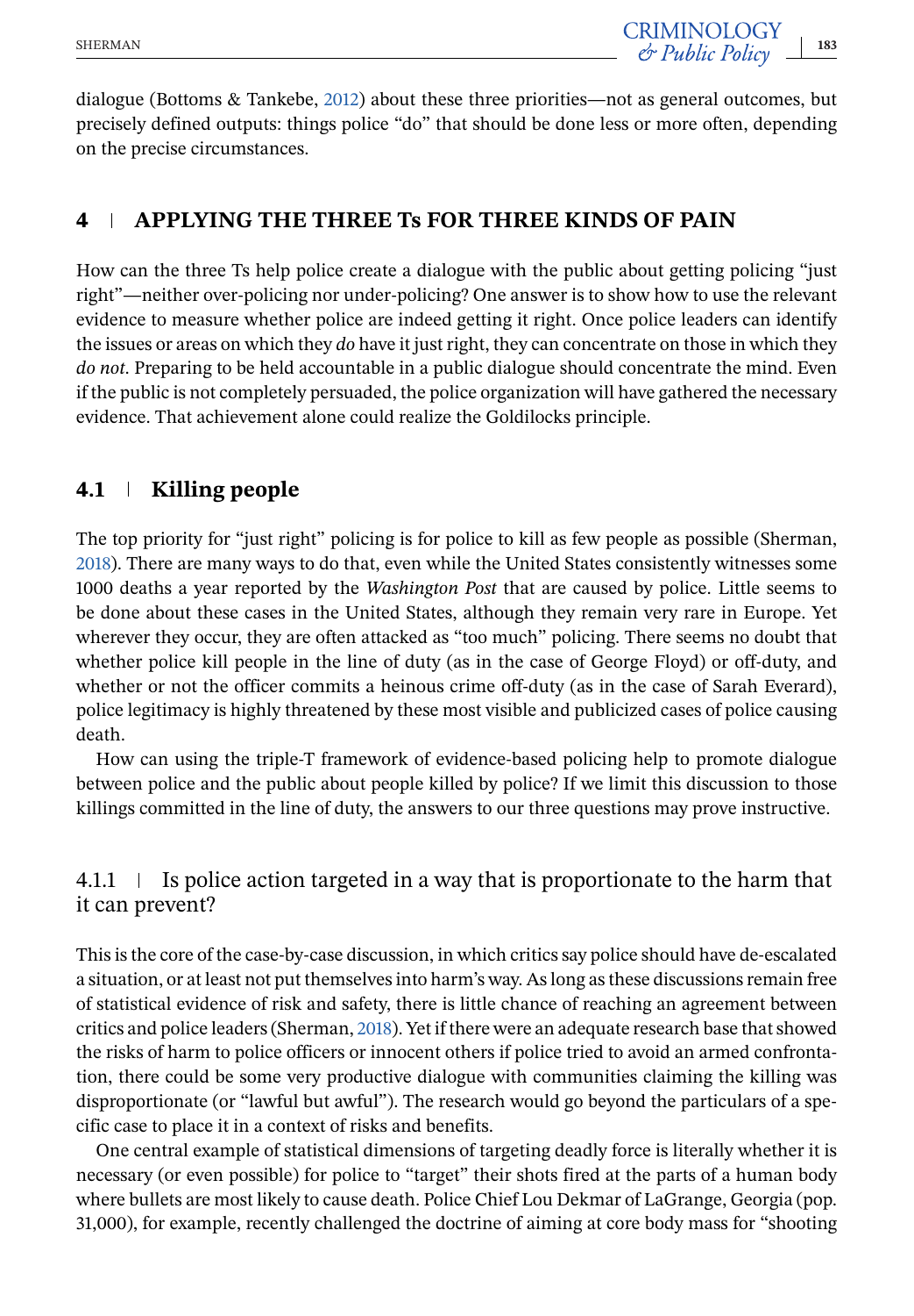dialogue (Bottoms & Tankebe, 2012) about these three priorities—not as general outcomes, but precisely defined outputs: things police "do" that should be done less or more often, depending on the precise circumstances.

## 4 | APPLYING THE THREE Ts FOR THREE KINDS OF PAIN

How can the three Ts help police create a dialogue with the public about getting policing "just right"—neither over-policing nor under-policing? One answer is to show how to use the relevant evidence to measure whether police are indeed getting it right. Once police leaders can identify the issues or areas on which they *do* have it just right, they can concentrate on those in which they *do not*. Preparing to be held accountable in a public dialogue should concentrate the mind. Even if the public is not completely persuaded, the police organization will have gathered the necessary evidence. That achievement alone could realize the Goldilocks principle.

### 4.1 | Killing people

The top priority for "just right" policing is for police to kill as few people as possible (Sherman, 2018). There are many ways to do that, even while the United States consistently witnesses some 1000 deaths a year reported by the *Washington Post* that are caused by police. Little seems to be done about these cases in the United States, although they remain very rare in Europe. Yet wherever they occur, they are often attacked as "too much" policing. There seems no doubt that whether police kill people in the line of duty (as in the case of George Floyd) or off-duty, and whether or not the officer commits a heinous crime off-duty (as in the case of Sarah Everard), police legitimacy is highly threatened by these most visible and publicized cases of police causing death.

How can using the triple-T framework of evidence-based policing help to promote dialogue between police and the public about people killed by police? If we limit this discussion to those killings committed in the line of duty, the answers to our three questions may prove instructive.

#### 4.1.1 | Is police action targeted in a way that is proportionate to the harm that it can prevent?

This is the core of the case-by-case discussion, in which critics say police should have de-escalated a situation, or at least not put themselves into harm's way. As long as these discussions remain free of statistical evidence of risk and safety, there is little chance of reaching an agreement between critics and police leaders (Sherman, 2018). Yet if there were an adequate research base that showed the risks of harm to police officers or innocent others if police tried to avoid an armed confrontation, there could be some very productive dialogue with communities claiming the killing was disproportionate (or "lawful but awful"). The research would go beyond the particulars of a specific case to place it in a context of risks and benefits.

One central example of statistical dimensions of targeting deadly force is literally whether it is necessary (or even possible) for police to "target" their shots fired at the parts of a human body where bullets are most likely to cause death. Police Chief Lou Dekmar of LaGrange, Georgia (pop. 31,000), for example, recently challenged the doctrine of aiming at core body mass for "shooting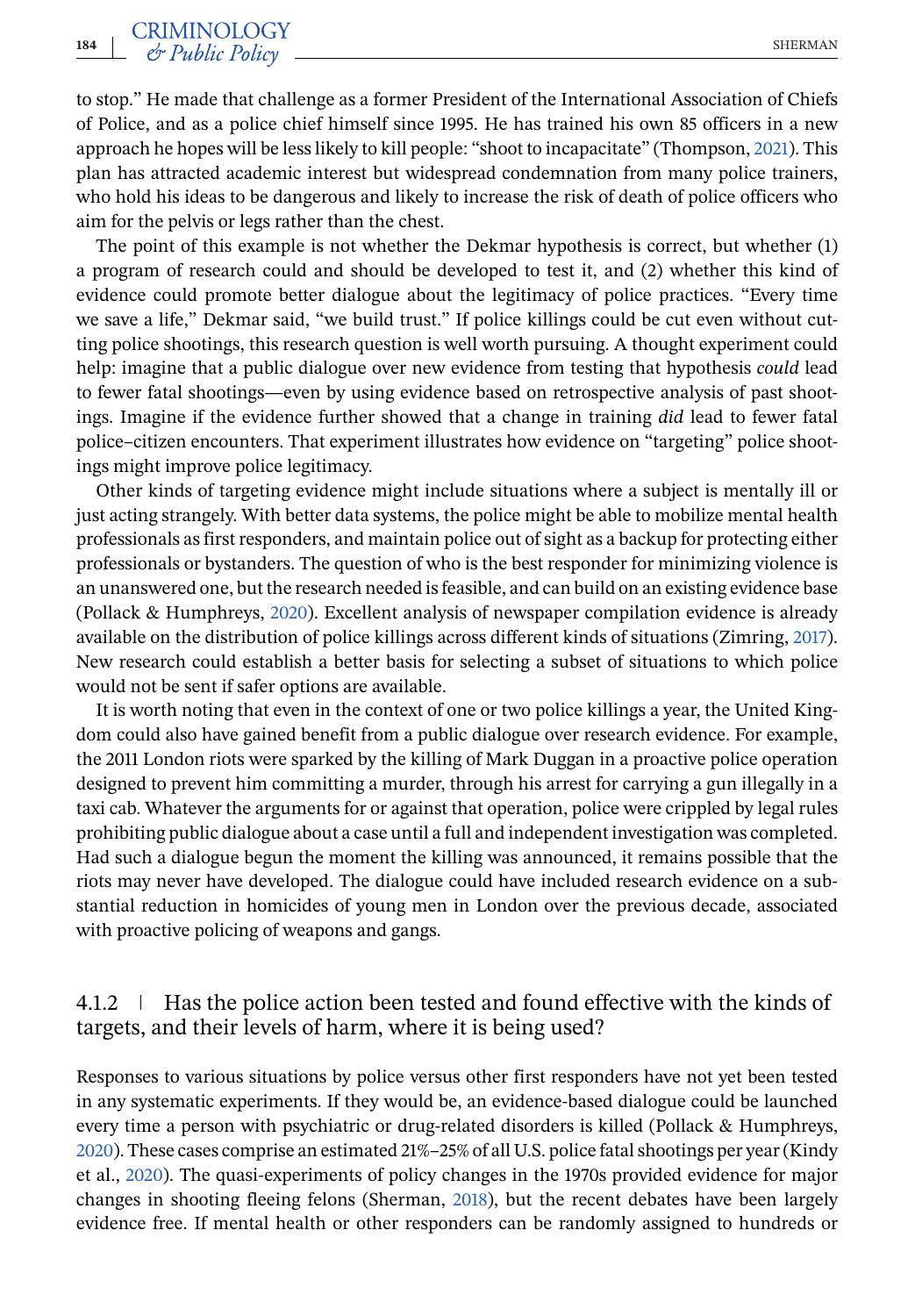to stop." He made that challenge as a former President of the International Association of Chiefs of Police, and as a police chief himself since 1995. He has trained his own 85 officers in a new approach he hopes will be less likely to kill people: "shoot to incapacitate" (Thompson, 2021). This plan has attracted academic interest but widespread condemnation from many police trainers, who hold his ideas to be dangerous and likely to increase the risk of death of police officers who aim for the pelvis or legs rather than the chest.

The point of this example is not whether the Dekmar hypothesis is correct, but whether (1) a program of research could and should be developed to test it, and (2) whether this kind of evidence could promote better dialogue about the legitimacy of police practices. "Every time we save a life," Dekmar said, "we build trust." If police killings could be cut even without cutting police shootings, this research question is well worth pursuing. A thought experiment could help: imagine that a public dialogue over new evidence from testing that hypothesis *could* lead to fewer fatal shootings—even by using evidence based on retrospective analysis of past shootings. Imagine if the evidence further showed that a change in training *did* lead to fewer fatal police–citizen encounters. That experiment illustrates how evidence on "targeting" police shootings might improve police legitimacy.

Other kinds of targeting evidence might include situations where a subject is mentally ill or just acting strangely. With better data systems, the police might be able to mobilize mental health professionals as first responders, and maintain police out of sight as a backup for protecting either professionals or bystanders. The question of who is the best responder for minimizing violence is an unanswered one, but the research needed is feasible, and can build on an existing evidence base (Pollack & Humphreys, 2020). Excellent analysis of newspaper compilation evidence is already available on the distribution of police killings across different kinds of situations (Zimring, 2017). New research could establish a better basis for selecting a subset of situations to which police would not be sent if safer options are available.

It is worth noting that even in the context of one or two police killings a year, the United Kingdom could also have gained benefit from a public dialogue over research evidence. For example, the 2011 London riots were sparked by the killing of Mark Duggan in a proactive police operation designed to prevent him committing a murder, through his arrest for carrying a gun illegally in a taxi cab. Whatever the arguments for or against that operation, police were crippled by legal rules prohibiting public dialogue about a case until a full and independent investigation was completed. Had such a dialogue begun the moment the killing was announced, it remains possible that the riots may never have developed. The dialogue could have included research evidence on a substantial reduction in homicides of young men in London over the previous decade, associated with proactive policing of weapons and gangs.

### 4.1.2 | Has the police action been tested and found effective with the kinds of targets, and their levels of harm, where it is being used?

Responses to various situations by police versus other first responders have not yet been tested in any systematic experiments. If they would be, an evidence-based dialogue could be launched every time a person with psychiatric or drug-related disorders is killed (Pollack & Humphreys, 2020). These cases comprise an estimated 21%–25% of all U.S. police fatal shootings per year (Kindy et al., 2020). The quasi-experiments of policy changes in the 1970s provided evidence for major changes in shooting fleeing felons (Sherman, 2018), but the recent debates have been largely evidence free. If mental health or other responders can be randomly assigned to hundreds or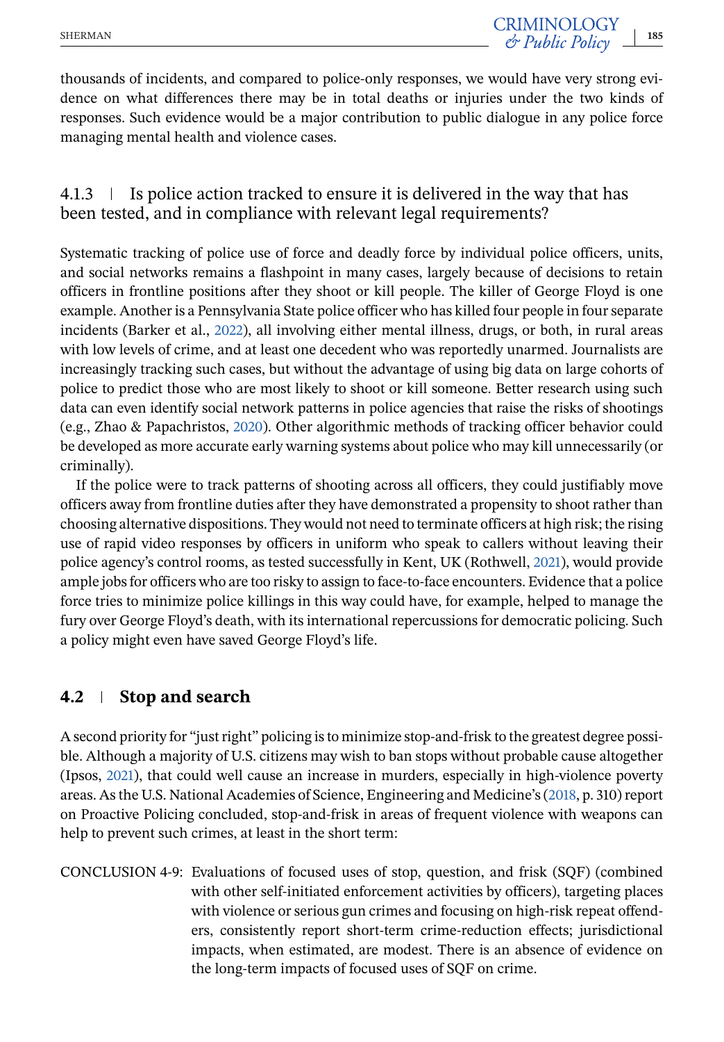thousands of incidents, and compared to police-only responses, we would have very strong evidence on what differences there may be in total deaths or injuries under the two kinds of responses. Such evidence would be a major contribution to public dialogue in any police force managing mental health and violence cases.

### 4.1.3 | Is police action tracked to ensure it is delivered in the way that has been tested, and in compliance with relevant legal requirements?

Systematic tracking of police use of force and deadly force by individual police officers, units, and social networks remains a flashpoint in many cases, largely because of decisions to retain officers in frontline positions after they shoot or kill people. The killer of George Floyd is one example. Another is a Pennsylvania State police officer who has killed four people in four separate incidents (Barker et al., 2022), all involving either mental illness, drugs, or both, in rural areas with low levels of crime, and at least one decedent who was reportedly unarmed. Journalists are increasingly tracking such cases, but without the advantage of using big data on large cohorts of police to predict those who are most likely to shoot or kill someone. Better research using such data can even identify social network patterns in police agencies that raise the risks of shootings (e.g., Zhao & Papachristos, 2020). Other algorithmic methods of tracking officer behavior could be developed as more accurate early warning systems about police who may kill unnecessarily (or criminally).

If the police were to track patterns of shooting across all officers, they could justifiably move officers away from frontline duties after they have demonstrated a propensity to shoot rather than choosing alternative dispositions. They would not need to terminate officers at high risk; the rising use of rapid video responses by officers in uniform who speak to callers without leaving their police agency's control rooms, as tested successfully in Kent, UK (Rothwell, 2021), would provide ample jobs for officers who are too risky to assign to face-to-face encounters. Evidence that a police force tries to minimize police killings in this way could have, for example, helped to manage the fury over George Floyd's death, with its international repercussions for democratic policing. Such a policy might even have saved George Floyd's life.

## 4.2 | Stop and search

A second priority for "just right" policing is to minimize stop-and-frisk to the greatest degree possible. Although a majority of U.S. citizens may wish to ban stops without probable cause altogether (Ipsos, 2021), that could well cause an increase in murders, especially in high-violence poverty areas. As the U.S. National Academies of Science, Engineering and Medicine's (2018, p. 310) report on Proactive Policing concluded, stop-and-frisk in areas of frequent violence with weapons can help to prevent such crimes, at least in the short term:

CONCLUSION 4-9: Evaluations of focused uses of stop, question, and frisk (SQF) (combined with other self-initiated enforcement activities by officers), targeting places with violence or serious gun crimes and focusing on high-risk repeat offenders, consistently report short-term crime-reduction effects; jurisdictional impacts, when estimated, are modest. There is an absence of evidence on the long-term impacts of focused uses of SQF on crime.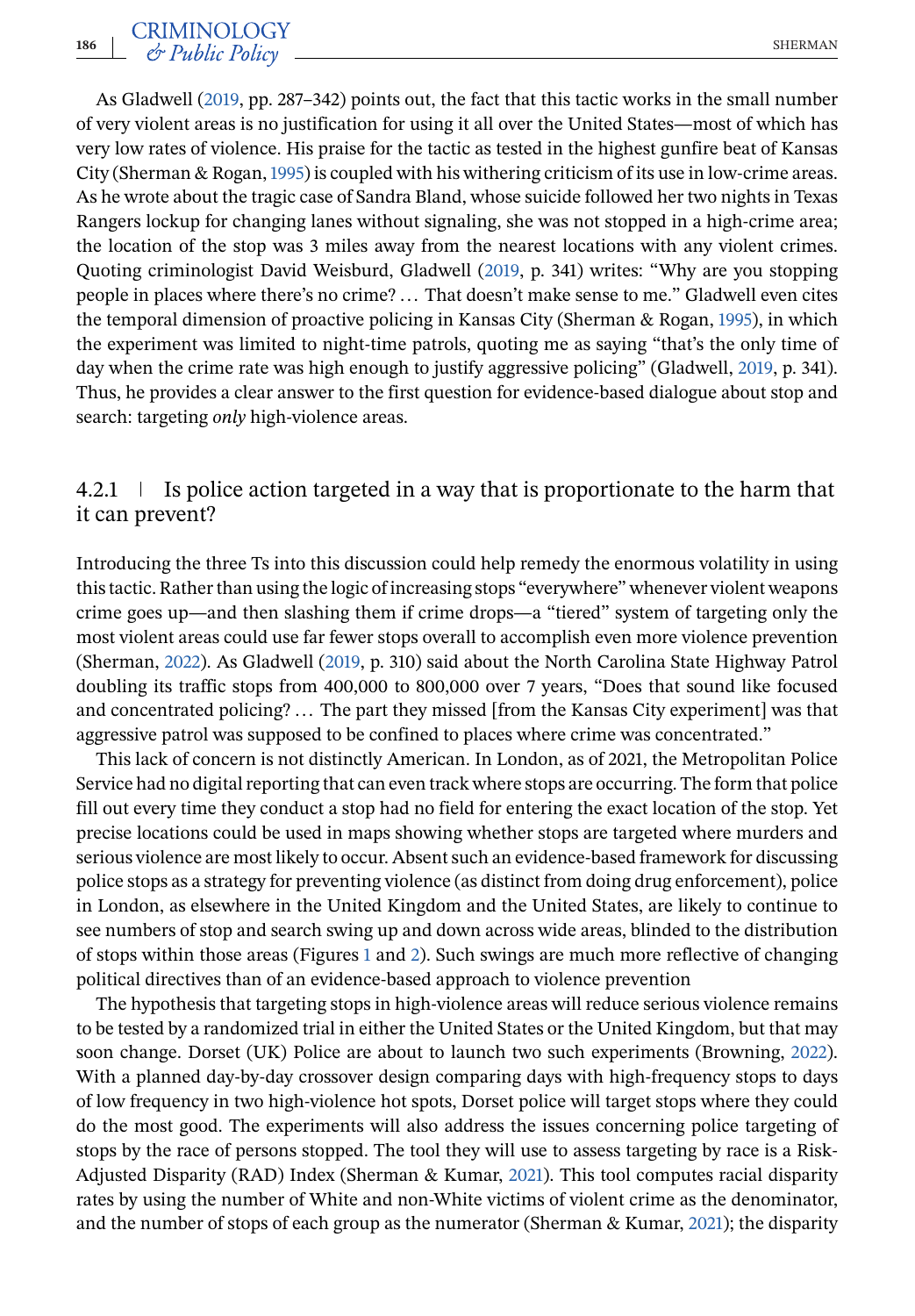As Gladwell (2019, pp. 287–342) points out, the fact that this tactic works in the small number of very violent areas is no justification for using it all over the United States—most of which has very low rates of violence. His praise for the tactic as tested in the highest gunfire beat of Kansas City (Sherman & Rogan, 1995) is coupled with his withering criticism of its use in low-crime areas. As he wrote about the tragic case of Sandra Bland, whose suicide followed her two nights in Texas Rangers lockup for changing lanes without signaling, she was not stopped in a high-crime area; the location of the stop was 3 miles away from the nearest locations with any violent crimes. Quoting criminologist David Weisburd, Gladwell (2019, p. 341) writes: "Why are you stopping people in places where there's no crime? … That doesn't make sense to me." Gladwell even cites the temporal dimension of proactive policing in Kansas City (Sherman & Rogan, 1995), in which the experiment was limited to night-time patrols, quoting me as saying "that's the only time of day when the crime rate was high enough to justify aggressive policing" (Gladwell, 2019, p. 341). Thus, he provides a clear answer to the first question for evidence-based dialogue about stop and search: targeting *only* high-violence areas.

### 4.2.1 | Is police action targeted in a way that is proportionate to the harm that it can prevent?

Introducing the three Ts into this discussion could help remedy the enormous volatility in using this tactic. Rather than using the logic of increasing stops "everywhere" whenever violent weapons crime goes up—and then slashing them if crime drops—a "tiered" system of targeting only the most violent areas could use far fewer stops overall to accomplish even more violence prevention (Sherman, 2022). As Gladwell (2019, p. 310) said about the North Carolina State Highway Patrol doubling its traffic stops from 400,000 to 800,000 over 7 years, "Does that sound like focused and concentrated policing? … The part they missed [from the Kansas City experiment] was that aggressive patrol was supposed to be confined to places where crime was concentrated."

This lack of concern is not distinctly American. In London, as of 2021, the Metropolitan Police Service had no digital reporting that can even track where stops are occurring. The form that police fill out every time they conduct a stop had no field for entering the exact location of the stop. Yet precise locations could be used in maps showing whether stops are targeted where murders and serious violence are most likely to occur. Absent such an evidence-based framework for discussing police stops as a strategy for preventing violence (as distinct from doing drug enforcement), police in London, as elsewhere in the United Kingdom and the United States, are likely to continue to see numbers of stop and search swing up and down across wide areas, blinded to the distribution of stops within those areas (Figures 1 and 2). Such swings are much more reflective of changing political directives than of an evidence-based approach to violence prevention

The hypothesis that targeting stops in high-violence areas will reduce serious violence remains to be tested by a randomized trial in either the United States or the United Kingdom, but that may soon change. Dorset (UK) Police are about to launch two such experiments (Browning, 2022). With a planned day-by-day crossover design comparing days with high-frequency stops to days of low frequency in two high-violence hot spots, Dorset police will target stops where they could do the most good. The experiments will also address the issues concerning police targeting of stops by the race of persons stopped. The tool they will use to assess targeting by race is a Risk-Adjusted Disparity (RAD) Index (Sherman & Kumar, 2021). This tool computes racial disparity rates by using the number of White and non-White victims of violent crime as the denominator, and the number of stops of each group as the numerator (Sherman & Kumar, 2021); the disparity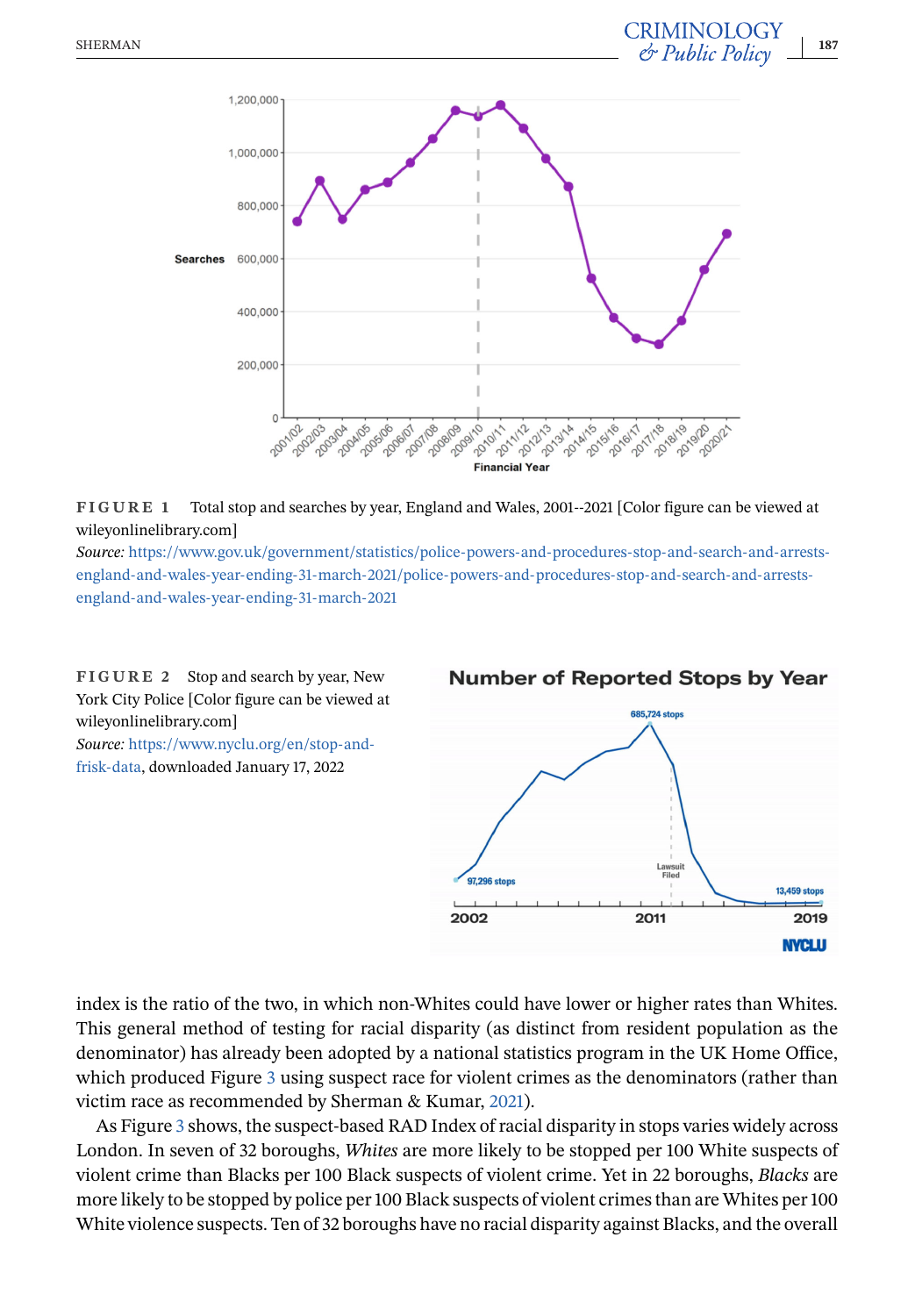Searches

1,200,000
1,000,000
800,000
600,000
400,000
200,000
0

2001/02
2002/03
2003/04
2004/05
2005/06
2006/07
2007/08
2008/09
2009/10
2010/11
2011/12
2012/13
2013/14
2014/15
2015/16
2016/17
2017/18
2018/19
2019/20
2020/21

Financial Year

**FIGURE 1** Total stop and searches by year, England and Wales, 2001--2021 [Color figure can be viewed at wileyonlinelibrary.com]

*Source:* https://www.gov.uk/government/statistics/police-powers-and-procedures-stop-and-search-and-arrests-england-and-wales-year-ending-31-march-2021/police-powers-and-procedures-stop-and-search-and-arrests-england-and-wales-year-ending-31-march-2021

Number of Reported Stops by Year

685,724 stops
97,296 stops
Lawsuit Filed
13,459 stops
2002
2011
2019
NYCLU

**FIGURE 2** Stop and search by year, New York City Police [Color figure can be viewed at wileyonlinelibrary.com]

*Source:* https://www.nyclu.org/en/stop-and-frisk-data, downloaded January 17, 2022

index is the ratio of the two, in which non-Whites could have lower or higher rates than Whites. This general method of testing for racial disparity (as distinct from resident population as the denominator) has already been adopted by a national statistics program in the UK Home Office, which produced Figure 3 using suspect race for violent crimes as the denominators (rather than victim race as recommended by Sherman & Kumar, 2021).

As Figure 3 shows, the suspect-based RAD Index of racial disparity in stops varies widely across London. In seven of 32 boroughs, *Whites* are more likely to be stopped per 100 White suspects of violent crime than Blacks per 100 Black suspects of violent crime. Yet in 22 boroughs, *Blacks* are more likely to be stopped by police per 100 Black suspects of violent crimes than are Whites per 100 White violence suspects. Ten of 32 boroughs have no racial disparity against Blacks, and the overall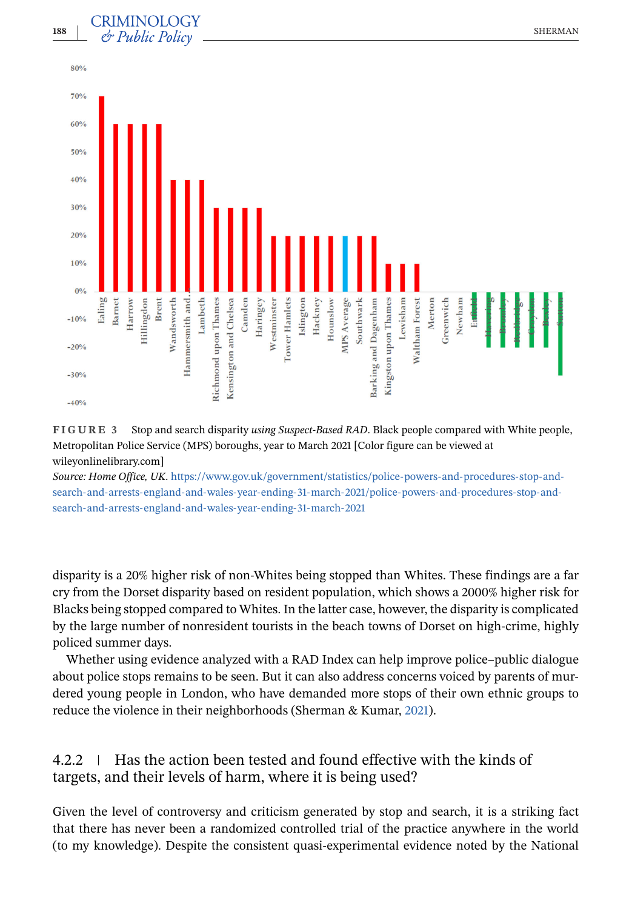80%
70%
60%
50%
40%
30%
20%
10%
0%
-10%
-20%
-30%
-40%

Ealing
Barnet
Harrow
Hillingdon
Brent
Wandsworth
Hammersmith and...
Lambeth
Richmond upon Thames
Kensington and Chelsea
Camden
Haringey
Westminster
Tower Hamlets
Islington
Hackney
Hounslow
MPS Average
Southwark
Barking and Dagenham
Kingston upon Thames
Lewisham
Waltham Forest
Merton
Greenwich
Newham
Enfield
Havering
Bromley
Redbridge
Croydon
Bexley
Sutton

**FIGURE 3** Stop and search disparity *using Suspect-Based RAD*. Black people compared with White people, Metropolitan Police Service (MPS) boroughs, year to March 2021 [Color figure can be viewed at wileyonlinelibrary.com]

*Source: Home Office, UK.* https://www.gov.uk/government/statistics/police-powers-and-procedures-stop-and-search-and-arrests-england-and-wales-year-ending-31-march-2021/police-powers-and-procedures-stop-and-search-and-arrests-england-and-wales-year-ending-31-march-2021

disparity is a 20% higher risk of non-Whites being stopped than Whites. These findings are a far cry from the Dorset disparity based on resident population, which shows a 2000% higher risk for Blacks being stopped compared to Whites. In the latter case, however, the disparity is complicated by the large number of nonresident tourists in the beach towns of Dorset on high-crime, highly policed summer days.

Whether using evidence analyzed with a RAD Index can help improve police–public dialogue about police stops remains to be seen. But it can also address concerns voiced by parents of murdered young people in London, who have demanded more stops of their own ethnic groups to reduce the violence in their neighborhoods (Sherman & Kumar, 2021).

#### 4.2.2 | Has the action been tested and found effective with the kinds of targets, and their levels of harm, where it is being used?

Given the level of controversy and criticism generated by stop and search, it is a striking fact that there has never been a randomized controlled trial of the practice anywhere in the world (to my knowledge). Despite the consistent quasi-experimental evidence noted by the National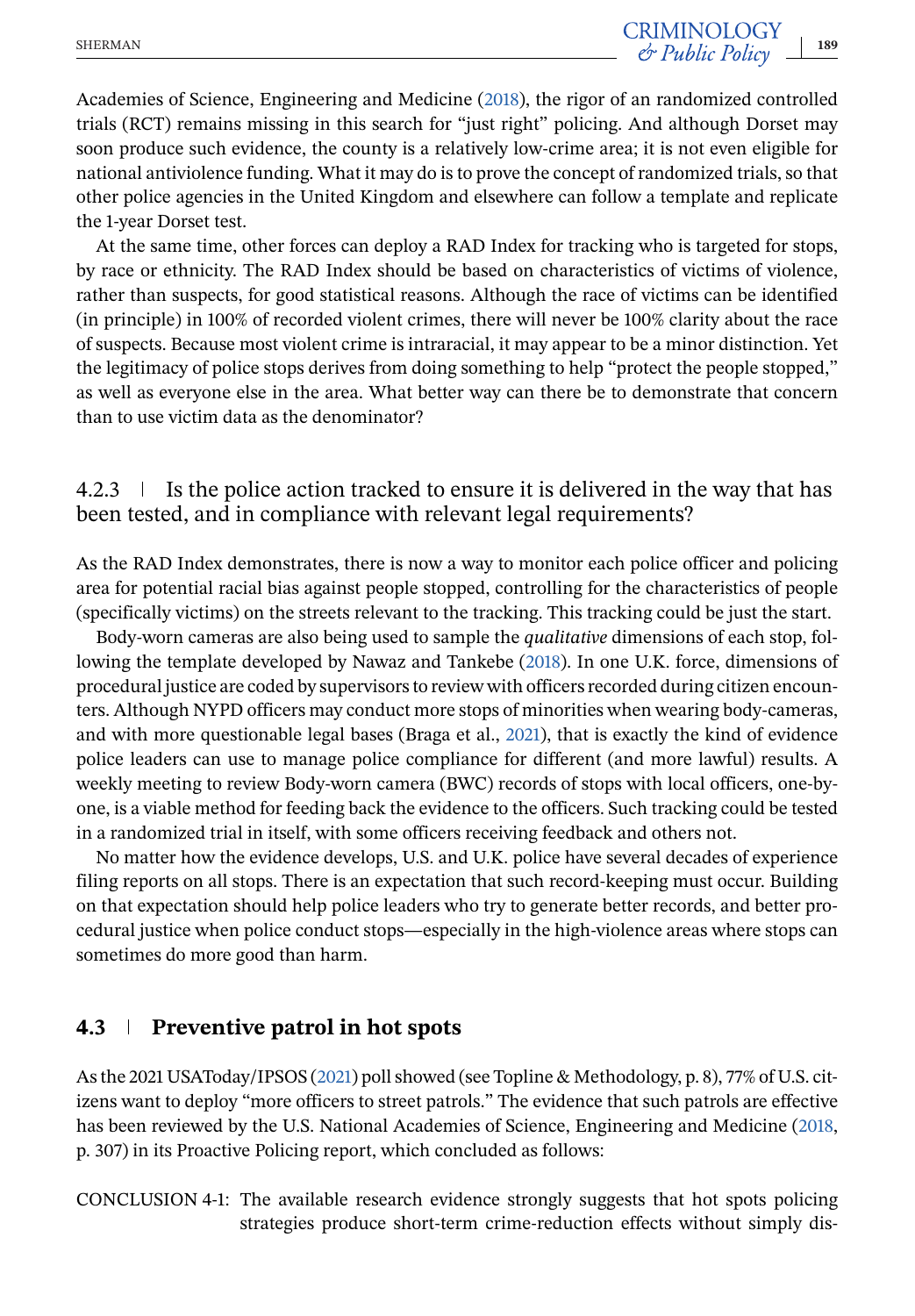Academies of Science, Engineering and Medicine (2018), the rigor of an randomized controlled trials (RCT) remains missing in this search for "just right" policing. And although Dorset may soon produce such evidence, the county is a relatively low-crime area; it is not even eligible for national antiviolence funding. What it may do is to prove the concept of randomized trials, so that other police agencies in the United Kingdom and elsewhere can follow a template and replicate the 1-year Dorset test.

At the same time, other forces can deploy a RAD Index for tracking who is targeted for stops, by race or ethnicity. The RAD Index should be based on characteristics of victims of violence, rather than suspects, for good statistical reasons. Although the race of victims can be identified (in principle) in 100% of recorded violent crimes, there will never be 100% clarity about the race of suspects. Because most violent crime is intraracial, it may appear to be a minor distinction. Yet the legitimacy of police stops derives from doing something to help "protect the people stopped," as well as everyone else in the area. What better way can there be to demonstrate that concern than to use victim data as the denominator?

### 4.2.3 | Is the police action tracked to ensure it is delivered in the way that has been tested, and in compliance with relevant legal requirements?

As the RAD Index demonstrates, there is now a way to monitor each police officer and policing area for potential racial bias against people stopped, controlling for the characteristics of people (specifically victims) on the streets relevant to the tracking. This tracking could be just the start.

Body-worn cameras are also being used to sample the *qualitative* dimensions of each stop, following the template developed by Nawaz and Tankebe (2018). In one U.K. force, dimensions of procedural justice are coded by supervisors to review with officers recorded during citizen encounters. Although NYPD officers may conduct more stops of minorities when wearing body-cameras, and with more questionable legal bases (Braga et al., 2021), that is exactly the kind of evidence police leaders can use to manage police compliance for different (and more lawful) results. A weekly meeting to review Body-worn camera (BWC) records of stops with local officers, one-by-one, is a viable method for feeding back the evidence to the officers. Such tracking could be tested in a randomized trial in itself, with some officers receiving feedback and others not.

No matter how the evidence develops, U.S. and U.K. police have several decades of experience filing reports on all stops. There is an expectation that such record-keeping must occur. Building on that expectation should help police leaders who try to generate better records, and better procedural justice when police conduct stops—especially in the high-violence areas where stops can sometimes do more good than harm.

## 4.3 | Preventive patrol in hot spots

As the 2021 USAToday/IPSOS (2021) poll showed (see Topline & Methodology, p. 8), 77% of U.S. citizens want to deploy "more officers to street patrols." The evidence that such patrols are effective has been reviewed by the U.S. National Academies of Science, Engineering and Medicine (2018, p. 307) in its Proactive Policing report, which concluded as follows:

CONCLUSION 4-1: The available research evidence strongly suggests that hot spots policing strategies produce short-term crime-reduction effects without simply dis-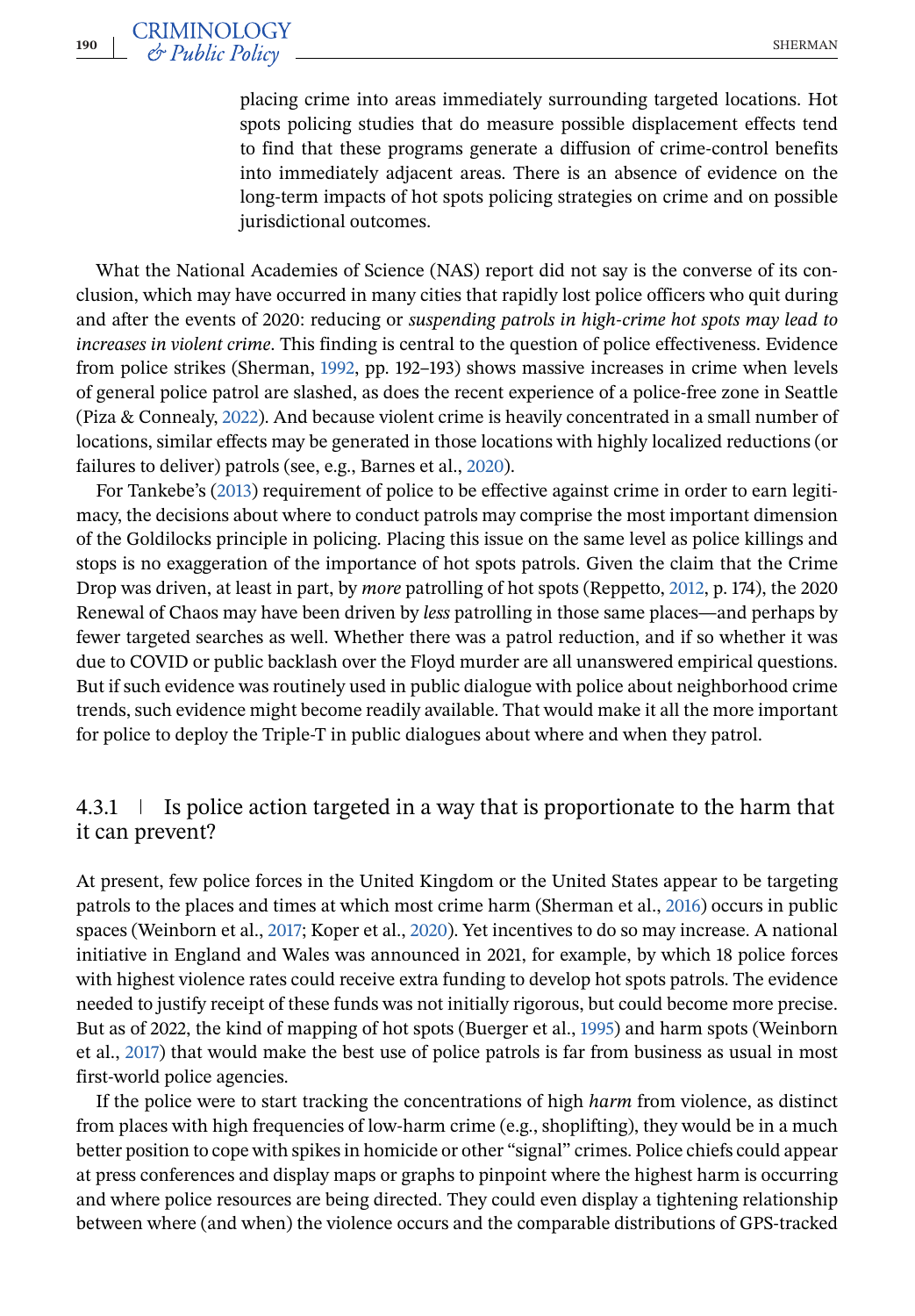placing crime into areas immediately surrounding targeted locations. Hot spots policing studies that do measure possible displacement effects tend to find that these programs generate a diffusion of crime-control benefits into immediately adjacent areas. There is an absence of evidence on the long-term impacts of hot spots policing strategies on crime and on possible jurisdictional outcomes.

What the National Academies of Science (NAS) report did not say is the converse of its conclusion, which may have occurred in many cities that rapidly lost police officers who quit during and after the events of 2020: reducing or *suspending patrols in high-crime hot spots may lead to increases in violent crime*. This finding is central to the question of police effectiveness. Evidence from police strikes (Sherman, 1992, pp. 192–193) shows massive increases in crime when levels of general police patrol are slashed, as does the recent experience of a police-free zone in Seattle (Piza & Connealy, 2022). And because violent crime is heavily concentrated in a small number of locations, similar effects may be generated in those locations with highly localized reductions (or failures to deliver) patrols (see, e.g., Barnes et al., 2020).

For Tankebe's (2013) requirement of police to be effective against crime in order to earn legitimacy, the decisions about where to conduct patrols may comprise the most important dimension of the Goldilocks principle in policing. Placing this issue on the same level as police killings and stops is no exaggeration of the importance of hot spots patrols. Given the claim that the Crime Drop was driven, at least in part, by *more* patrolling of hot spots (Reppetto, 2012, p. 174), the 2020 Renewal of Chaos may have been driven by *less* patrolling in those same places—and perhaps by fewer targeted searches as well. Whether there was a patrol reduction, and if so whether it was due to COVID or public backlash over the Floyd murder are all unanswered empirical questions. But if such evidence was routinely used in public dialogue with police about neighborhood crime trends, such evidence might become readily available. That would make it all the more important for police to deploy the Triple-T in public dialogues about where and when they patrol.

### 4.3.1 | Is police action targeted in a way that is proportionate to the harm that it can prevent?

At present, few police forces in the United Kingdom or the United States appear to be targeting patrols to the places and times at which most crime harm (Sherman et al., 2016) occurs in public spaces (Weinborn et al., 2017; Koper et al., 2020). Yet incentives to do so may increase. A national initiative in England and Wales was announced in 2021, for example, by which 18 police forces with highest violence rates could receive extra funding to develop hot spots patrols. The evidence needed to justify receipt of these funds was not initially rigorous, but could become more precise. But as of 2022, the kind of mapping of hot spots (Buerger et al., 1995) and harm spots (Weinborn et al., 2017) that would make the best use of police patrols is far from business as usual in most first-world police agencies.

If the police were to start tracking the concentrations of high *harm* from violence, as distinct from places with high frequencies of low-harm crime (e.g., shoplifting), they would be in a much better position to cope with spikes in homicide or other "signal" crimes. Police chiefs could appear at press conferences and display maps or graphs to pinpoint where the highest harm is occurring and where police resources are being directed. They could even display a tightening relationship between where (and when) the violence occurs and the comparable distributions of GPS-tracked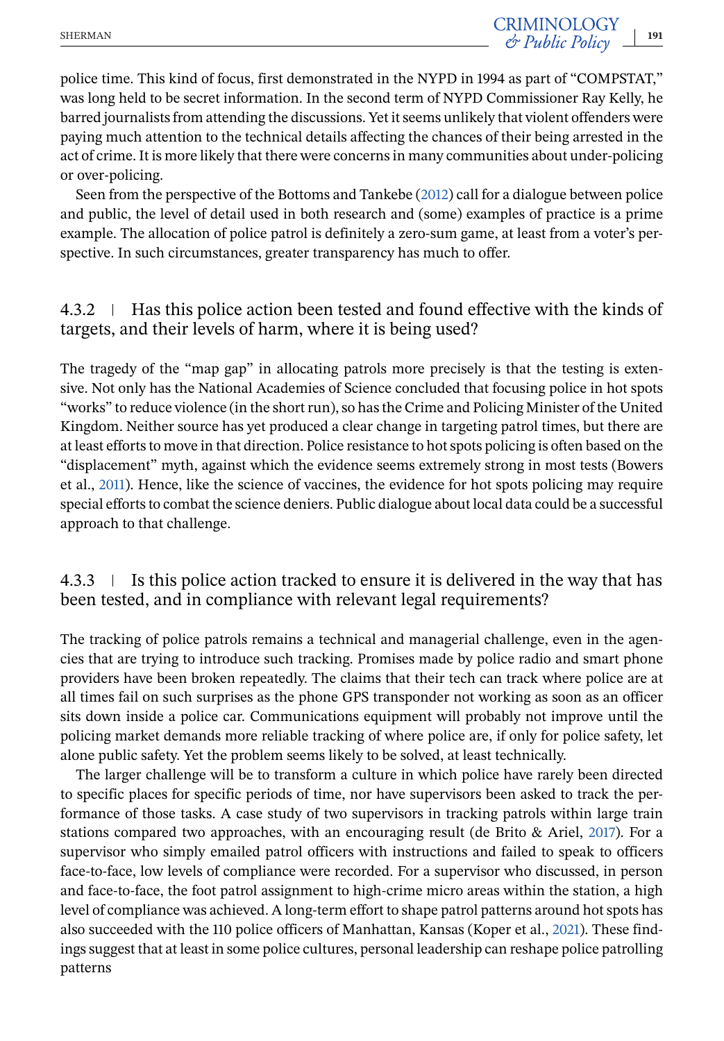police time. This kind of focus, first demonstrated in the NYPD in 1994 as part of "COMPSTAT," was long held to be secret information. In the second term of NYPD Commissioner Ray Kelly, he barred journalists from attending the discussions. Yet it seems unlikely that violent offenders were paying much attention to the technical details affecting the chances of their being arrested in the act of crime. It is more likely that there were concerns in many communities about under-policing or over-policing.

Seen from the perspective of the Bottoms and Tankebe (2012) call for a dialogue between police and public, the level of detail used in both research and (some) examples of practice is a prime example. The allocation of police patrol is definitely a zero-sum game, at least from a voter's perspective. In such circumstances, greater transparency has much to offer.

### 4.3.2 | Has this police action been tested and found effective with the kinds of targets, and their levels of harm, where it is being used?

The tragedy of the "map gap" in allocating patrols more precisely is that the testing is extensive. Not only has the National Academies of Science concluded that focusing police in hot spots "works" to reduce violence (in the short run), so has the Crime and Policing Minister of the United Kingdom. Neither source has yet produced a clear change in targeting patrol times, but there are at least efforts to move in that direction. Police resistance to hot spots policing is often based on the "displacement" myth, against which the evidence seems extremely strong in most tests (Bowers et al., 2011). Hence, like the science of vaccines, the evidence for hot spots policing may require special efforts to combat the science deniers. Public dialogue about local data could be a successful approach to that challenge.

### 4.3.3 | Is this police action tracked to ensure it is delivered in the way that has been tested, and in compliance with relevant legal requirements?

The tracking of police patrols remains a technical and managerial challenge, even in the agencies that are trying to introduce such tracking. Promises made by police radio and smart phone providers have been broken repeatedly. The claims that their tech can track where police are at all times fail on such surprises as the phone GPS transponder not working as soon as an officer sits down inside a police car. Communications equipment will probably not improve until the policing market demands more reliable tracking of where police are, if only for police safety, let alone public safety. Yet the problem seems likely to be solved, at least technically.

The larger challenge will be to transform a culture in which police have rarely been directed to specific places for specific periods of time, nor have supervisors been asked to track the performance of those tasks. A case study of two supervisors in tracking patrols within large train stations compared two approaches, with an encouraging result (de Brito & Ariel, 2017). For a supervisor who simply emailed patrol officers with instructions and failed to speak to officers face-to-face, low levels of compliance were recorded. For a supervisor who discussed, in person and face-to-face, the foot patrol assignment to high-crime micro areas within the station, a high level of compliance was achieved. A long-term effort to shape patrol patterns around hot spots has also succeeded with the 110 police officers of Manhattan, Kansas (Koper et al., 2021). These findings suggest that at least in some police cultures, personal leadership can reshape police patrolling patterns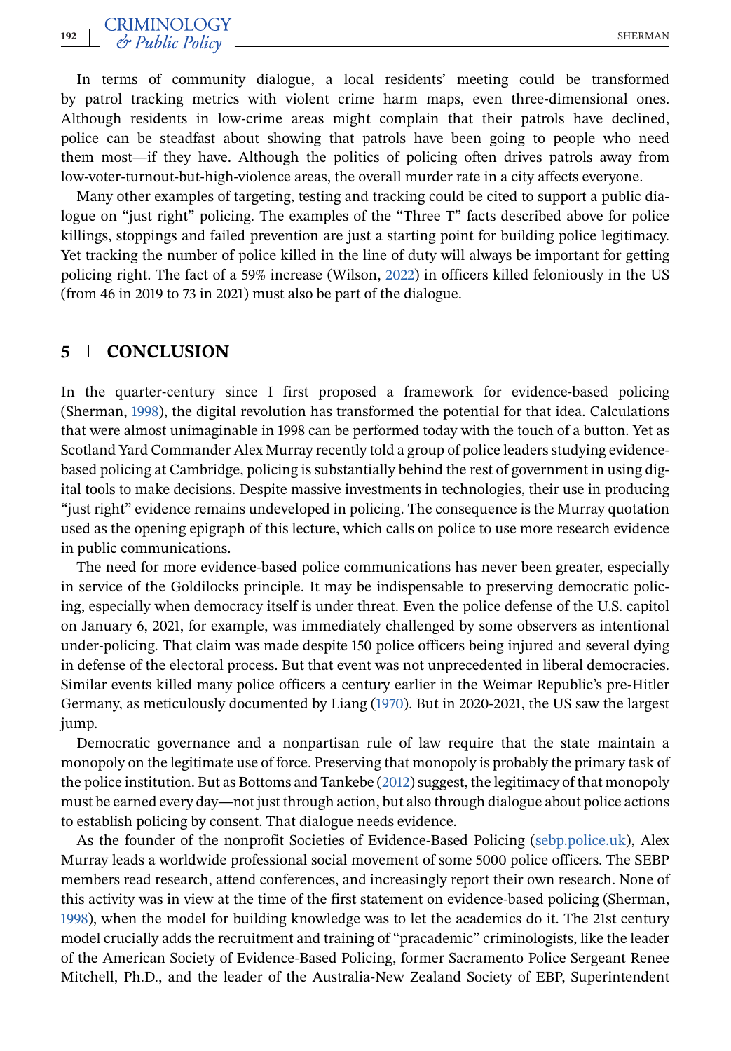In terms of community dialogue, a local residents' meeting could be transformed by patrol tracking metrics with violent crime harm maps, even three-dimensional ones. Although residents in low-crime areas might complain that their patrols have declined, police can be steadfast about showing that patrols have been going to people who need them most—if they have. Although the politics of policing often drives patrols away from low-voter-turnout-but-high-violence areas, the overall murder rate in a city affects everyone.

Many other examples of targeting, testing and tracking could be cited to support a public dialogue on "just right" policing. The examples of the "Three T" facts described above for police killings, stoppings and failed prevention are just a starting point for building police legitimacy. Yet tracking the number of police killed in the line of duty will always be important for getting policing right. The fact of a 59% increase (Wilson, 2022) in officers killed feloniously in the US (from 46 in 2019 to 73 in 2021) must also be part of the dialogue.

## 5 | CONCLUSION

In the quarter-century since I first proposed a framework for evidence-based policing (Sherman, 1998), the digital revolution has transformed the potential for that idea. Calculations that were almost unimaginable in 1998 can be performed today with the touch of a button. Yet as Scotland Yard Commander Alex Murray recently told a group of police leaders studying evidence-based policing at Cambridge, policing is substantially behind the rest of government in using digital tools to make decisions. Despite massive investments in technologies, their use in producing "just right" evidence remains undeveloped in policing. The consequence is the Murray quotation used as the opening epigraph of this lecture, which calls on police to use more research evidence in public communications.

The need for more evidence-based police communications has never been greater, especially in service of the Goldilocks principle. It may be indispensable to preserving democratic policing, especially when democracy itself is under threat. Even the police defense of the U.S. capitol on January 6, 2021, for example, was immediately challenged by some observers as intentional under-policing. That claim was made despite 150 police officers being injured and several dying in defense of the electoral process. But that event was not unprecedented in liberal democracies. Similar events killed many police officers a century earlier in the Weimar Republic's pre-Hitler Germany, as meticulously documented by Liang (1970). But in 2020-2021, the US saw the largest jump.

Democratic governance and a nonpartisan rule of law require that the state maintain a monopoly on the legitimate use of force. Preserving that monopoly is probably the primary task of the police institution. But as Bottoms and Tankebe (2012) suggest, the legitimacy of that monopoly must be earned every day—not just through action, but also through dialogue about police actions to establish policing by consent. That dialogue needs evidence.

As the founder of the nonprofit Societies of Evidence-Based Policing (sebp.police.uk), Alex Murray leads a worldwide professional social movement of some 5000 police officers. The SEBP members read research, attend conferences, and increasingly report their own research. None of this activity was in view at the time of the first statement on evidence-based policing (Sherman, 1998), when the model for building knowledge was to let the academics do it. The 21st century model crucially adds the recruitment and training of "pracademic" criminologists, like the leader of the American Society of Evidence-Based Policing, former Sacramento Police Sergeant Renee Mitchell, Ph.D., and the leader of the Australia-New Zealand Society of EBP, Superintendent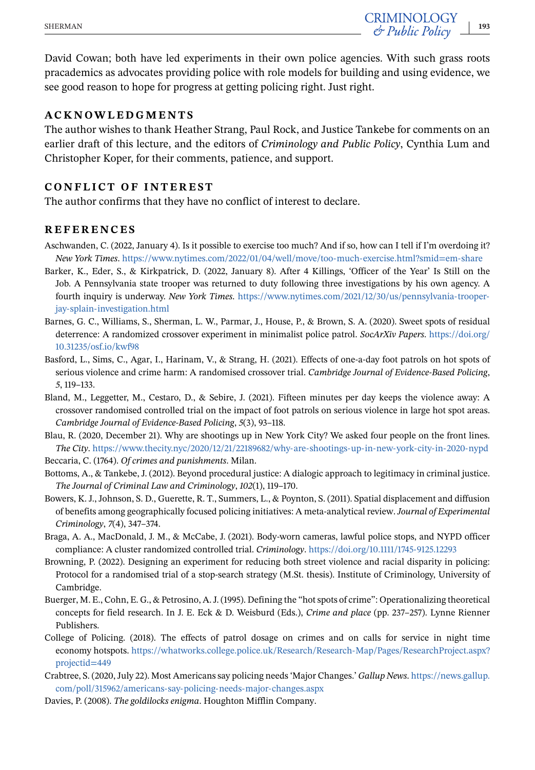David Cowan; both have led experiments in their own police agencies. With such grass roots pracademics as advocates providing police with role models for building and using evidence, we see good reason to hope for progress at getting policing right. Just right.

## ACKNOWLEDGMENTS

The author wishes to thank Heather Strang, Paul Rock, and Justice Tankebe for comments on an earlier draft of this lecture, and the editors of *Criminology and Public Policy*, Cynthia Lum and Christopher Koper, for their comments, patience, and support.

## CONFLICT OF INTEREST

The author confirms that they have no conflict of interest to declare.

## REFERENCES

Aschwanden, C. (2022, January 4). Is it possible to exercise too much? And if so, how can I tell if I'm overdoing it? *New York Times*. https://www.nytimes.com/2022/01/04/well/move/too-much-exercise.html?smid=em-share

Barker, K., Eder, S., & Kirkpatrick, D. (2022, January 8). After 4 Killings, 'Officer of the Year' Is Still on the Job. A Pennsylvania state trooper was returned to duty following three investigations by his own agency. A fourth inquiry is underway. *New York Times*. https://www.nytimes.com/2021/12/30/us/pennsylvania-trooper-jay-splain-investigation.html

Barnes, G. C., Williams, S., Sherman, L. W., Parmar, J., House, P., & Brown, S. A. (2020). Sweet spots of residual deterrence: A randomized crossover experiment in minimalist police patrol. *SocArXiv Papers*. https://doi.org/10.31235/osf.io/kwf98

Basford, L., Sims, C., Agar, I., Harinam, V., & Strang, H. (2021). Effects of one-a-day foot patrols on hot spots of serious violence and crime harm: A randomised crossover trial. *Cambridge Journal of Evidence-Based Policing*, *5*, 119–133.

Bland, M., Leggetter, M., Cestaro, D., & Sebire, J. (2021). Fifteen minutes per day keeps the violence away: A crossover randomised controlled trial on the impact of foot patrols on serious violence in large hot spot areas. *Cambridge Journal of Evidence-Based Policing*, *5*(3), 93–118.

Blau, R. (2020, December 21). Why are shootings up in New York City? We asked four people on the front lines. *The City*. https://www.thecity.nyc/2020/12/21/22189682/why-are-shootings-up-in-new-york-city-in-2020-nypd

Beccaria, C. (1764). *Of crimes and punishments*. Milan.

Bottoms, A., & Tankebe, J. (2012). Beyond procedural justice: A dialogic approach to legitimacy in criminal justice. *The Journal of Criminal Law and Criminology*, *102*(1), 119–170.

Bowers, K. J., Johnson, S. D., Guerette, R. T., Summers, L., & Poynton, S. (2011). Spatial displacement and diffusion of benefits among geographically focused policing initiatives: A meta-analytical review. *Journal of Experimental Criminology*, *7*(4), 347–374.

Braga, A. A., MacDonald, J. M., & McCabe, J. (2021). Body-worn cameras, lawful police stops, and NYPD officer compliance: A cluster randomized controlled trial. *Criminology*. https://doi.org/10.1111/1745-9125.12293

Browning, P. (2022). Designing an experiment for reducing both street violence and racial disparity in policing: Protocol for a randomised trial of a stop-search strategy (M.St. thesis). Institute of Criminology, University of Cambridge.

Buerger, M. E., Cohn, E. G., & Petrosino, A. J. (1995). Defining the "hot spots of crime": Operationalizing theoretical concepts for field research. In J. E. Eck & D. Weisburd (Eds.), *Crime and place* (pp. 237–257). Lynne Rienner Publishers.

College of Policing. (2018). The effects of patrol dosage on crimes and on calls for service in night time economy hotspots. https://whatworks.college.police.uk/Research/Research-Map/Pages/ResearchProject.aspx?projectid=449

Crabtree, S. (2020, July 22). Most Americans say policing needs 'Major Changes.' *Gallup News*. https://news.gallup.com/poll/315962/americans-say-policing-needs-major-changes.aspx

Davies, P. (2008). *The goldilocks enigma*. Houghton Mifflin Company.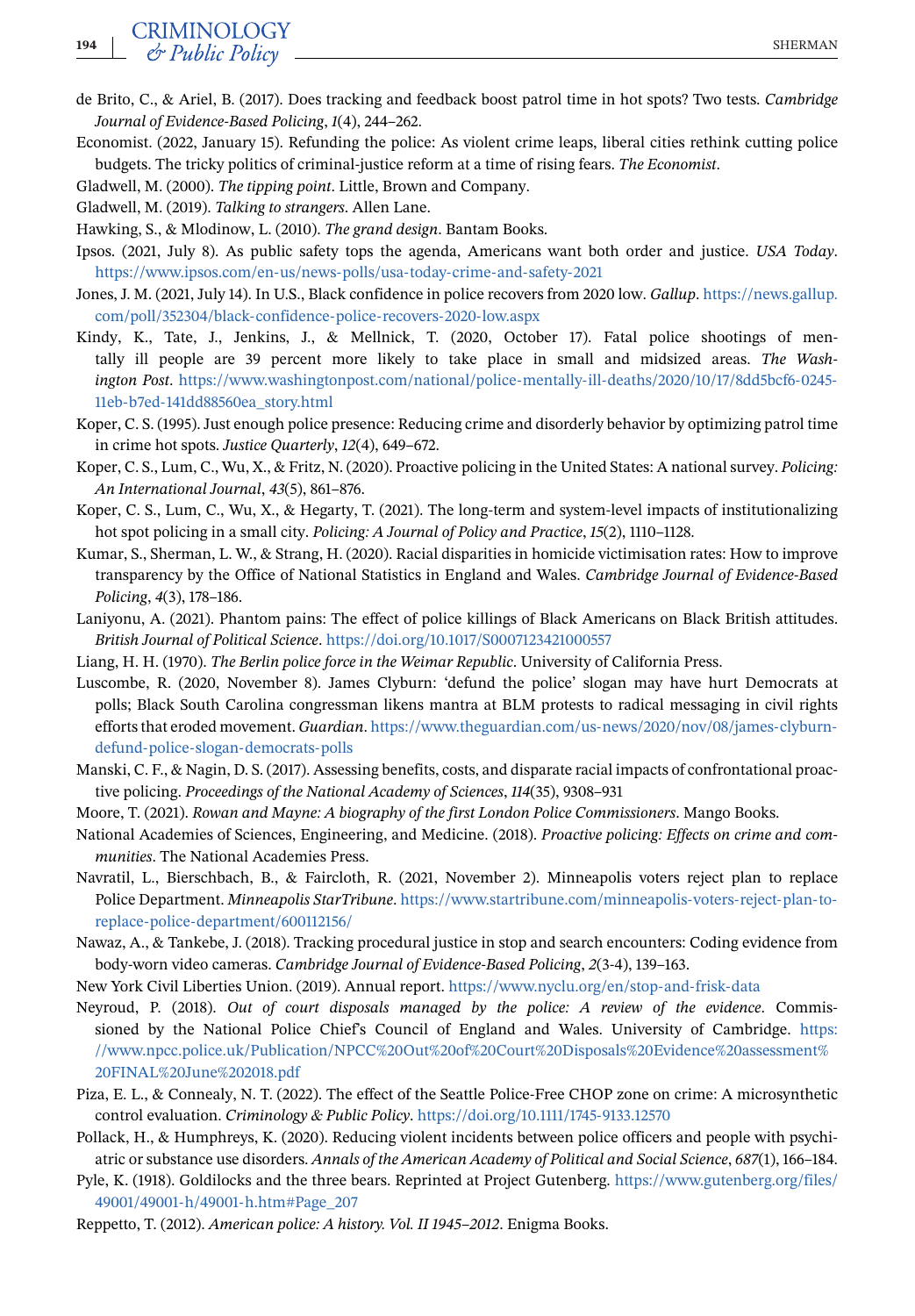de Brito, C., & Ariel, B. (2017). Does tracking and feedback boost patrol time in hot spots? Two tests. *Cambridge Journal of Evidence-Based Policing*, *1*(4), 244–262.

Economist. (2022, January 15). Refunding the police: As violent crime leaps, liberal cities rethink cutting police budgets. The tricky politics of criminal-justice reform at a time of rising fears. *The Economist*.

Gladwell, M. (2000). *The tipping point*. Little, Brown and Company.

Gladwell, M. (2019). *Talking to strangers*. Allen Lane.

Hawking, S., & Mlodinow, L. (2010). *The grand design*. Bantam Books.

Ipsos. (2021, July 8). As public safety tops the agenda, Americans want both order and justice. *USA Today*. https://www.ipsos.com/en-us/news-polls/usa-today-crime-and-safety-2021

Jones, J. M. (2021, July 14). In U.S., Black confidence in police recovers from 2020 low. *Gallup*. https://news.gallup.com/poll/352304/black-confidence-police-recovers-2020-low.aspx

Kindy, K., Tate, J., Jenkins, J., & Mellnick, T. (2020, October 17). Fatal police shootings of mentally ill people are 39 percent more likely to take place in small and midsized areas. *The Washington Post*. https://www.washingtonpost.com/national/police-mentally-ill-deaths/2020/10/17/8dd5bcf6-0245-11eb-b7ed-141dd88560ea_story.html

Koper, C. S. (1995). Just enough police presence: Reducing crime and disorderly behavior by optimizing patrol time in crime hot spots. *Justice Quarterly*, *12*(4), 649–672.

Koper, C. S., Lum, C., Wu, X., & Fritz, N. (2020). Proactive policing in the United States: A national survey. *Policing: An International Journal*, *43*(5), 861–876.

Koper, C. S., Lum, C., Wu, X., & Hegarty, T. (2021). The long-term and system-level impacts of institutionalizing hot spot policing in a small city. *Policing: A Journal of Policy and Practice*, *15*(2), 1110–1128.

Kumar, S., Sherman, L. W., & Strang, H. (2020). Racial disparities in homicide victimisation rates: How to improve transparency by the Office of National Statistics in England and Wales. *Cambridge Journal of Evidence-Based Policing*, *4*(3), 178–186.

Laniyonu, A. (2021). Phantom pains: The effect of police killings of Black Americans on Black British attitudes. *British Journal of Political Science*. https://doi.org/10.1017/S0007123421000557

Liang, H. H. (1970). *The Berlin police force in the Weimar Republic*. University of California Press.

Luscombe, R. (2020, November 8). James Clyburn: 'defund the police' slogan may have hurt Democrats at polls; Black South Carolina congressman likens mantra at BLM protests to radical messaging in civil rights efforts that eroded movement. *Guardian*. https://www.theguardian.com/us-news/2020/nov/08/james-clyburn-defund-police-slogan-democrats-polls

Manski, C. F., & Nagin, D. S. (2017). Assessing benefits, costs, and disparate racial impacts of confrontational proactive policing. *Proceedings of the National Academy of Sciences*, *114*(35), 9308–931

Moore, T. (2021). *Rowan and Mayne: A biography of the first London Police Commissioners*. Mango Books.

National Academies of Sciences, Engineering, and Medicine. (2018). *Proactive policing: Effects on crime and communities*. The National Academies Press.

Navratil, L., Bierschbach, B., & Faircloth, R. (2021, November 2). Minneapolis voters reject plan to replace Police Department. *Minneapolis StarTribune*. https://www.startribune.com/minneapolis-voters-reject-plan-to-replace-police-department/600112156/

Nawaz, A., & Tankebe, J. (2018). Tracking procedural justice in stop and search encounters: Coding evidence from body-worn video cameras. *Cambridge Journal of Evidence-Based Policing*, *2*(3-4), 139–163.

New York Civil Liberties Union. (2019). Annual report. https://www.nyclu.org/en/stop-and-frisk-data

Neyroud, P. (2018). *Out of court disposals managed by the police: A review of the evidence*. Commissioned by the National Police Chief's Council of England and Wales. University of Cambridge. https://www.npcc.police.uk/Publication/NPCC%20Out%20of%20Court%20Disposals%20Evidence%20assessment%20FINAL%20June%202018.pdf

Piza, E. L., & Connealy, N. T. (2022). The effect of the Seattle Police-Free CHOP zone on crime: A microsynthetic control evaluation. *Criminology & Public Policy*. https://doi.org/10.1111/1745-9133.12570

Pollack, H., & Humphreys, K. (2020). Reducing violent incidents between police officers and people with psychiatric or substance use disorders. *Annals of the American Academy of Political and Social Science*, *687*(1), 166–184.

Pyle, K. (1918). Goldilocks and the three bears. Reprinted at Project Gutenberg. https://www.gutenberg.org/files/49001/49001-h/49001-h.htm#Page_207

Reppetto, T. (2012). *American police: A history. Vol. II 1945–2012*. Enigma Books.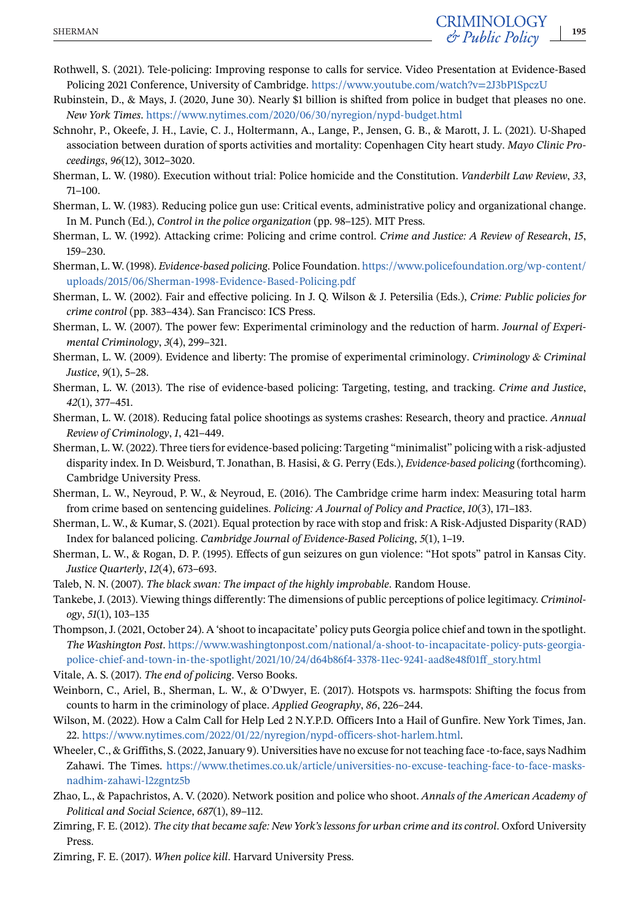Rothwell, S. (2021). Tele-policing: Improving response to calls for service. Video Presentation at Evidence-Based Policing 2021 Conference, University of Cambridge. https://www.youtube.com/watch?v=2J3bP1SpczU

Rubinstein, D., & Mays, J. (2020, June 30). Nearly $1 billion is shifted from police in budget that pleases no one. *New York Times*. https://www.nytimes.com/2020/06/30/nyregion/nypd-budget.html

Schnohr, P., Okeefe, J. H., Lavie, C. J., Holtermann, A., Lange, P., Jensen, G. B., & Marott, J. L. (2021). U-Shaped association between duration of sports activities and mortality: Copenhagen City heart study. *Mayo Clinic Proceedings*, *96*(12), 3012–3020.

Sherman, L. W. (1980). Execution without trial: Police homicide and the Constitution. *Vanderbilt Law Review*, *33*, 71–100.

Sherman, L. W. (1983). Reducing police gun use: Critical events, administrative policy and organizational change. In M. Punch (Ed.), *Control in the police organization* (pp. 98–125). MIT Press.

Sherman, L. W. (1992). Attacking crime: Policing and crime control. *Crime and Justice: A Review of Research*, *15*, 159–230.

Sherman, L. W. (1998). *Evidence-based policing*. Police Foundation. https://www.policefoundation.org/wp-content/uploads/2015/06/Sherman-1998-Evidence-Based-Policing.pdf

Sherman, L. W. (2002). Fair and effective policing. In J. Q. Wilson & J. Petersilia (Eds.), *Crime: Public policies for crime control* (pp. 383–434). San Francisco: ICS Press.

Sherman, L. W. (2007). The power few: Experimental criminology and the reduction of harm. *Journal of Experimental Criminology*, *3*(4), 299–321.

Sherman, L. W. (2009). Evidence and liberty: The promise of experimental criminology. *Criminology & Criminal Justice*, *9*(1), 5–28.

Sherman, L. W. (2013). The rise of evidence-based policing: Targeting, testing, and tracking. *Crime and Justice*, *42*(1), 377–451.

Sherman, L. W. (2018). Reducing fatal police shootings as systems crashes: Research, theory and practice. *Annual Review of Criminology*, *1*, 421–449.

Sherman, L. W. (2022). Three tiers for evidence-based policing: Targeting "minimalist" policing with a risk-adjusted disparity index. In D. Weisburd, T. Jonathan, B. Hasisi, & G. Perry (Eds.), *Evidence-based policing* (forthcoming). Cambridge University Press.

Sherman, L. W., Neyroud, P. W., & Neyroud, E. (2016). The Cambridge crime harm index: Measuring total harm from crime based on sentencing guidelines. *Policing: A Journal of Policy and Practice*, *10*(3), 171–183.

Sherman, L. W., & Kumar, S. (2021). Equal protection by race with stop and frisk: A Risk-Adjusted Disparity (RAD) Index for balanced policing. *Cambridge Journal of Evidence-Based Policing*, *5*(1), 1–19.

Sherman, L. W., & Rogan, D. P. (1995). Effects of gun seizures on gun violence: "Hot spots" patrol in Kansas City. *Justice Quarterly*, *12*(4), 673–693.

Taleb, N. N. (2007). *The black swan: The impact of the highly improbable*. Random House.

Tankebe, J. (2013). Viewing things differently: The dimensions of public perceptions of police legitimacy. *Criminology*, *51*(1), 103–135

Thompson, J. (2021, October 24). A 'shoot to incapacitate' policy puts Georgia police chief and town in the spotlight. *The Washington Post*. https://www.washingtonpost.com/national/a-shoot-to-incapacitate-policy-puts-georgia-police-chief-and-town-in-the-spotlight/2021/10/24/d64b86f4-3378-11ec-9241-aad8e48f01ff_story.html

Vitale, A. S. (2017). *The end of policing*. Verso Books.

Weinborn, C., Ariel, B., Sherman, L. W., & O'Dwyer, E. (2017). Hotspots vs. harmspots: Shifting the focus from counts to harm in the criminology of place. *Applied Geography*, *86*, 226–244.

Wilson, M. (2022). How a Calm Call for Help Led 2 N.Y.P.D. Officers Into a Hail of Gunfire. New York Times, Jan. 22. https://www.nytimes.com/2022/01/22/nyregion/nypd-officers-shot-harlem.html.

Wheeler, C., & Griffiths, S. (2022, January 9). Universities have no excuse for not teaching face -to-face, says Nadhim Zahawi. The Times. https://www.thetimes.co.uk/article/universities-no-excuse-teaching-face-to-face-masks-nadhim-zahawi-l2zgntz5b

Zhao, L., & Papachristos, A. V. (2020). Network position and police who shoot. *Annals of the American Academy of Political and Social Science*, *687*(1), 89–112.

Zimring, F. E. (2012). *The city that became safe: New York's lessons for urban crime and its control*. Oxford University Press.

Zimring, F. E. (2017). *When police kill*. Harvard University Press.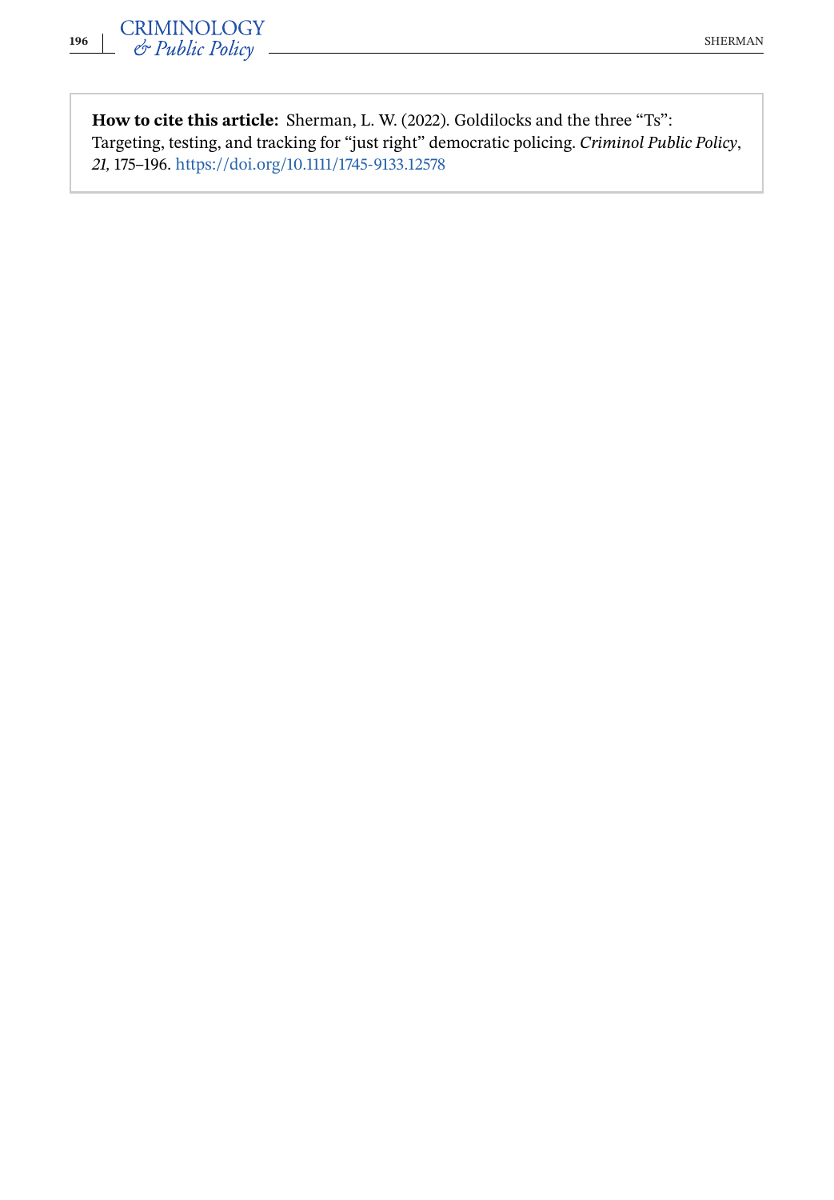**How to cite this article:** Sherman, L. W. (2022). Goldilocks and the three "Ts": Targeting, testing, and tracking for "just right" democratic policing. *Criminol Public Policy*, *21*, 175–196. https://doi.org/10.1111/1745-9133.12578